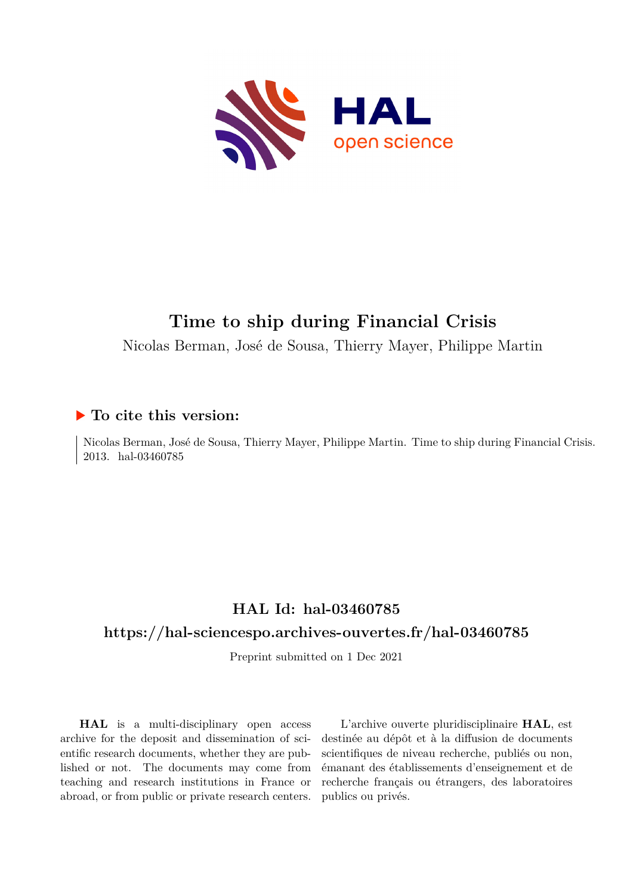# Time to ship during Financial Crisis

Nicolas Berman, José de Sousa, Thierry Mayer, Philippe Martin

## ▶ To cite this version:

Nicolas Berman, José de Sousa, Thierry Mayer, Philippe Martin. Time to ship during Financial Crisis. 2013. hal-03460785

## HAL Id: hal-03460785

## https://hal-sciencespo.archives-ouvertes.fr/hal-03460785

Preprint submitted on 1 Dec 2021

**HAL** is a multi-disciplinary open access archive for the deposit and dissemination of scientific research documents, whether they are published or not. The documents may come from teaching and research institutions in France or abroad, or from public or private research centers.

L'archive ouverte pluridisciplinaire **HAL**, est destinée au dépôt et à la diffusion de documents scientifiques de niveau recherche, publiés ou non, émanant des établissements d'enseignement et de recherche français ou étrangers, des laboratoires publics ou privés.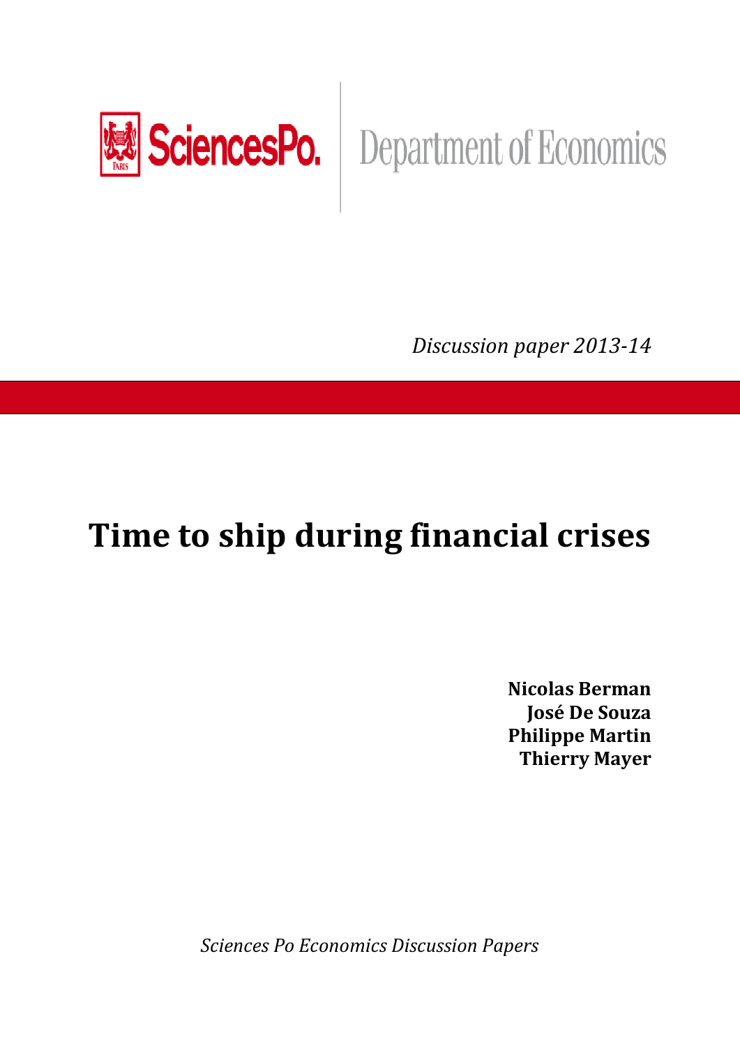SciencesPo. Department of Economics

*Discussion paper 2013-14*

# Time to ship during financial crises

**Nicolas Berman**
**José De Souza**
**Philippe Martin**
**Thierry Mayer**

*Sciences Po Economics Discussion Papers*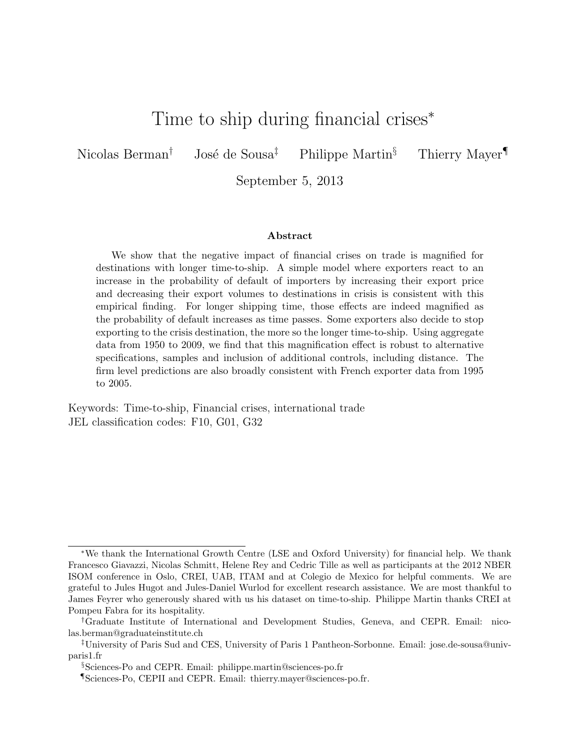# Time to ship during financial crises*

Nicolas Berman[†] José de Sousa[‡] Philippe Martin[§] Thierry Mayer[¶]

September 5, 2013

### Abstract

We show that the negative impact of financial crises on trade is magnified for destinations with longer time-to-ship. A simple model where exporters react to an increase in the probability of default of importers by increasing their export price and decreasing their export volumes to destinations in crisis is consistent with this empirical finding. For longer shipping time, those effects are indeed magnified as the probability of default increases as time passes. Some exporters also decide to stop exporting to the crisis destination, the more so the longer time-to-ship. Using aggregate data from 1950 to 2009, we find that this magnification effect is robust to alternative specifications, samples and inclusion of additional controls, including distance. The firm level predictions are also broadly consistent with French exporter data from 1995 to 2005.

Keywords: Time-to-ship, Financial crises, international trade
JEL classification codes: F10, G01, G32

---

*We thank the International Growth Centre (LSE and Oxford University) for financial help. We thank Francesco Giavazzi, Nicolas Schmitt, Helene Rey and Cedric Tille as well as participants at the 2012 NBER ISOM conference in Oslo, CREI, UAB, ITAM and at Colegio de Mexico for helpful comments. We are grateful to Jules Hugot and Jules-Daniel Wurlod for excellent research assistance. We are most thankful to James Feyrer who generously shared with us his dataset on time-to-ship. Philippe Martin thanks CREI at Pompeu Fabra for its hospitality.

†Graduate Institute of International and Development Studies, Geneva, and CEPR. Email: nicolas.berman@graduateinstitute.ch

‡University of Paris Sud and CES, University of Paris 1 Pantheon-Sorbonne. Email: jose.de-sousa@univ-paris1.fr

§Sciences-Po and CEPR. Email: philippe.martin@sciences-po.fr

¶Sciences-Po, CEPII and CEPR. Email: thierry.mayer@sciences-po.fr.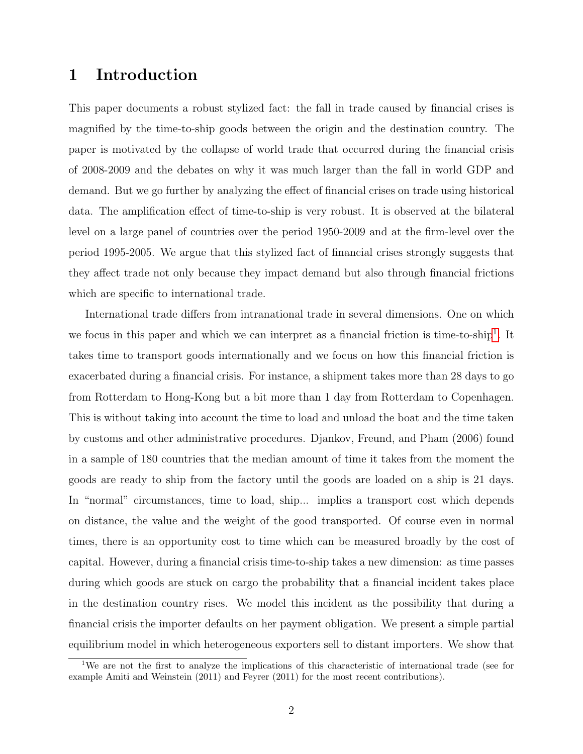# 1 Introduction

This paper documents a robust stylized fact: the fall in trade caused by financial crises is magnified by the time-to-ship goods between the origin and the destination country. The paper is motivated by the collapse of world trade that occurred during the financial crisis of 2008-2009 and the debates on why it was much larger than the fall in world GDP and demand. But we go further by analyzing the effect of financial crises on trade using historical data. The amplification effect of time-to-ship is very robust. It is observed at the bilateral level on a large panel of countries over the period 1950-2009 and at the firm-level over the period 1995-2005. We argue that this stylized fact of financial crises strongly suggests that they affect trade not only because they impact demand but also through financial frictions which are specific to international trade.

International trade differs from intranational trade in several dimensions. One on which we focus in this paper and which we can interpret as a financial friction is time-to-ship[1]. It takes time to transport goods internationally and we focus on how this financial friction is exacerbated during a financial crisis. For instance, a shipment takes more than 28 days to go from Rotterdam to Hong-Kong but a bit more than 1 day from Rotterdam to Copenhagen. This is without taking into account the time to load and unload the boat and the time taken by customs and other administrative procedures. Djankov, Freund, and Pham (2006) found in a sample of 180 countries that the median amount of time it takes from the moment the goods are ready to ship from the factory until the goods are loaded on a ship is 21 days. In "normal" circumstances, time to load, ship... implies a transport cost which depends on distance, the value and the weight of the good transported. Of course even in normal times, there is an opportunity cost to time which can be measured broadly by the cost of capital. However, during a financial crisis time-to-ship takes a new dimension: as time passes during which goods are stuck on cargo the probability that a financial incident takes place in the destination country rises. We model this incident as the possibility that during a financial crisis the importer defaults on her payment obligation. We present a simple partial equilibrium model in which heterogeneous exporters sell to distant importers. We show that

[1] We are not the first to analyze the implications of this characteristic of international trade (see for example Amiti and Weinstein (2011) and Feyrer (2011) for the most recent contributions).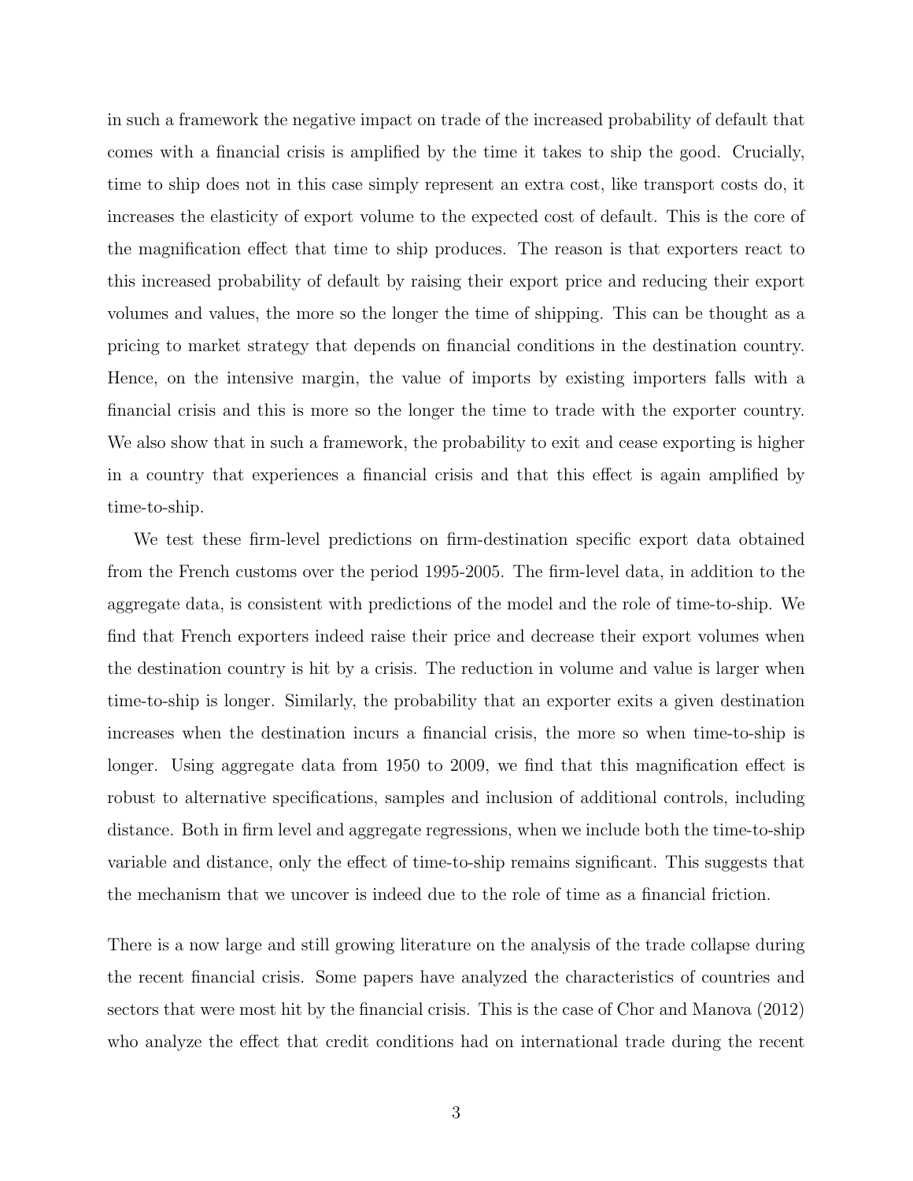in such a framework the negative impact on trade of the increased probability of default that comes with a financial crisis is amplified by the time it takes to ship the good. Crucially, time to ship does not in this case simply represent an extra cost, like transport costs do, it increases the elasticity of export volume to the expected cost of default. This is the core of the magnification effect that time to ship produces. The reason is that exporters react to this increased probability of default by raising their export price and reducing their export volumes and values, the more so the longer the time of shipping. This can be thought as a pricing to market strategy that depends on financial conditions in the destination country. Hence, on the intensive margin, the value of imports by existing importers falls with a financial crisis and this is more so the longer the time to trade with the exporter country. We also show that in such a framework, the probability to exit and cease exporting is higher in a country that experiences a financial crisis and that this effect is again amplified by time-to-ship.

We test these firm-level predictions on firm-destination specific export data obtained from the French customs over the period 1995-2005. The firm-level data, in addition to the aggregate data, is consistent with predictions of the model and the role of time-to-ship. We find that French exporters indeed raise their price and decrease their export volumes when the destination country is hit by a crisis. The reduction in volume and value is larger when time-to-ship is longer. Similarly, the probability that an exporter exits a given destination increases when the destination incurs a financial crisis, the more so when time-to-ship is longer. Using aggregate data from 1950 to 2009, we find that this magnification effect is robust to alternative specifications, samples and inclusion of additional controls, including distance. Both in firm level and aggregate regressions, when we include both the time-to-ship variable and distance, only the effect of time-to-ship remains significant. This suggests that the mechanism that we uncover is indeed due to the role of time as a financial friction.

There is a now large and still growing literature on the analysis of the trade collapse during the recent financial crisis. Some papers have analyzed the characteristics of countries and sectors that were most hit by the financial crisis. This is the case of Chor and Manova (2012) who analyze the effect that credit conditions had on international trade during the recent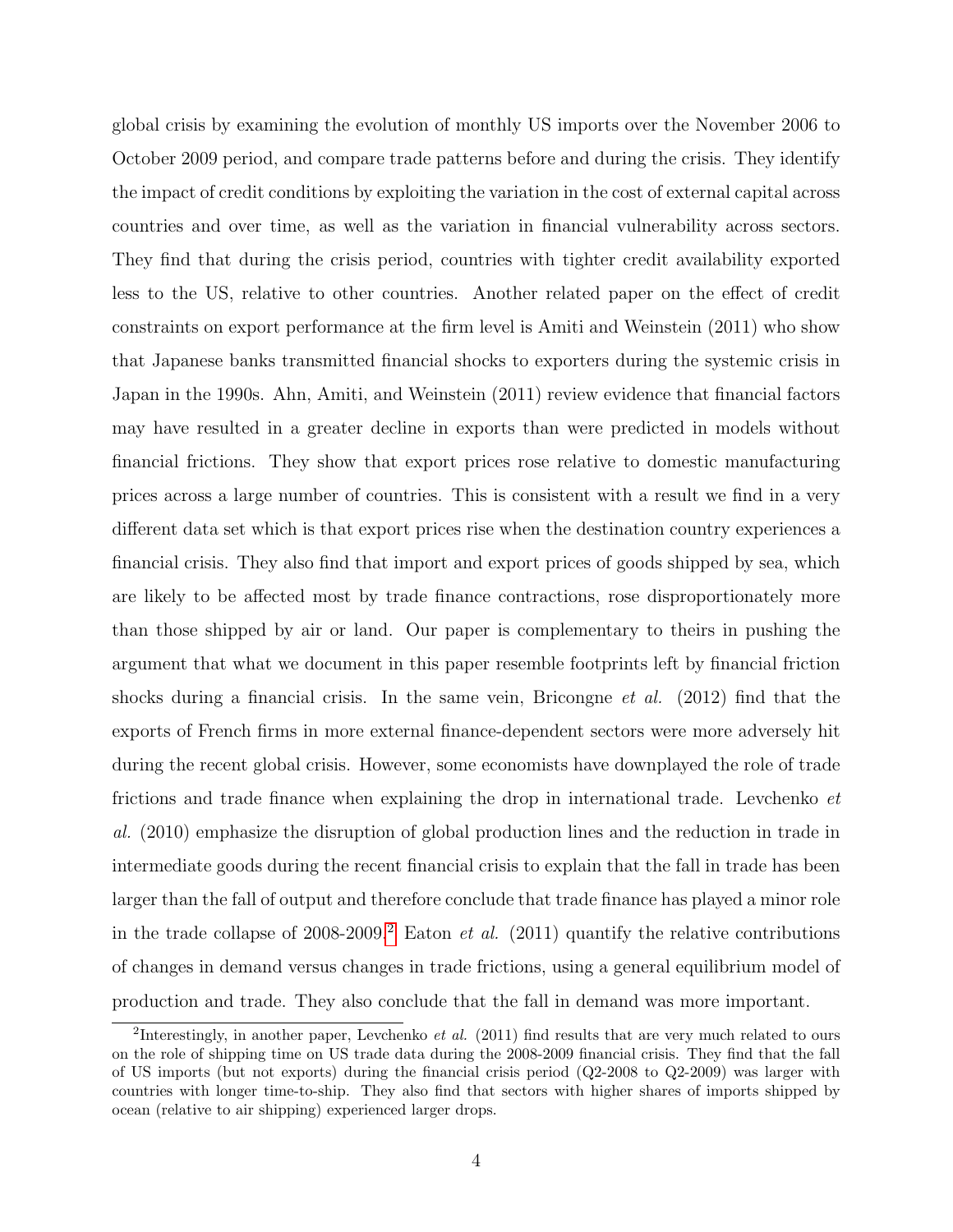global crisis by examining the evolution of monthly US imports over the November 2006 to October 2009 period, and compare trade patterns before and during the crisis. They identify the impact of credit conditions by exploiting the variation in the cost of external capital across countries and over time, as well as the variation in financial vulnerability across sectors. They find that during the crisis period, countries with tighter credit availability exported less to the US, relative to other countries. Another related paper on the effect of credit constraints on export performance at the firm level is Amiti and Weinstein (2011) who show that Japanese banks transmitted financial shocks to exporters during the systemic crisis in Japan in the 1990s. Ahn, Amiti, and Weinstein (2011) review evidence that financial factors may have resulted in a greater decline in exports than were predicted in models without financial frictions. They show that export prices rose relative to domestic manufacturing prices across a large number of countries. This is consistent with a result we find in a very different data set which is that export prices rise when the destination country experiences a financial crisis. They also find that import and export prices of goods shipped by sea, which are likely to be affected most by trade finance contractions, rose disproportionately more than those shipped by air or land. Our paper is complementary to theirs in pushing the argument that what we document in this paper resemble footprints left by financial friction shocks during a financial crisis. In the same vein, Bricongne *et al.* (2012) find that the exports of French firms in more external finance-dependent sectors were more adversely hit during the recent global crisis. However, some economists have downplayed the role of trade frictions and trade finance when explaining the drop in international trade. Levchenko *et al.* (2010) emphasize the disruption of global production lines and the reduction in trade in intermediate goods during the recent financial crisis to explain that the fall in trade has been larger than the fall of output and therefore conclude that trade finance has played a minor role in the trade collapse of 2008-2009.[2] Eaton *et al.* (2011) quantify the relative contributions of changes in demand versus changes in trade frictions, using a general equilibrium model of production and trade. They also conclude that the fall in demand was more important.

[2] Interestingly, in another paper, Levchenko *et al.* (2011) find results that are very much related to ours on the role of shipping time on US trade data during the 2008-2009 financial crisis. They find that the fall of US imports (but not exports) during the financial crisis period (Q2-2008 to Q2-2009) was larger with countries with longer time-to-ship. They also find that sectors with higher shares of imports shipped by ocean (relative to air shipping) experienced larger drops.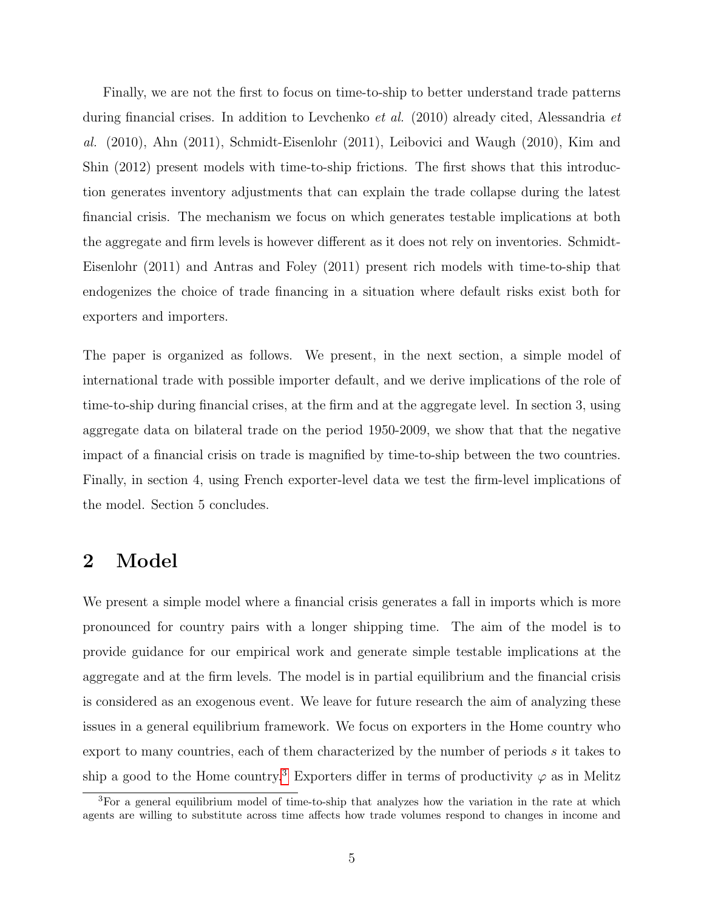Finally, we are not the first to focus on time-to-ship to better understand trade patterns during financial crises. In addition to Levchenko *et al.* (2010) already cited, Alessandria *et al.* (2010), Ahn (2011), Schmidt-Eisenlohr (2011), Leibovici and Waugh (2010), Kim and Shin (2012) present models with time-to-ship frictions. The first shows that this introduction generates inventory adjustments that can explain the trade collapse during the latest financial crisis. The mechanism we focus on which generates testable implications at both the aggregate and firm levels is however different as it does not rely on inventories. Schmidt-Eisenlohr (2011) and Antras and Foley (2011) present rich models with time-to-ship that endogenizes the choice of trade financing in a situation where default risks exist both for exporters and importers.

The paper is organized as follows. We present, in the next section, a simple model of international trade with possible importer default, and we derive implications of the role of time-to-ship during financial crises, at the firm and at the aggregate level. In section 3, using aggregate data on bilateral trade on the period 1950-2009, we show that that the negative impact of a financial crisis on trade is magnified by time-to-ship between the two countries. Finally, in section 4, using French exporter-level data we test the firm-level implications of the model. Section 5 concludes.

## 2 Model

We present a simple model where a financial crisis generates a fall in imports which is more pronounced for country pairs with a longer shipping time. The aim of the model is to provide guidance for our empirical work and generate simple testable implications at the aggregate and at the firm levels. The model is in partial equilibrium and the financial crisis is considered as an exogenous event. We leave for future research the aim of analyzing these issues in a general equilibrium framework. We focus on exporters in the Home country who export to many countries, each of them characterized by the number of periods $s$ it takes to ship a good to the Home country.[3] Exporters differ in terms of productivity $\varphi$ as in Melitz

[3] For a general equilibrium model of time-to-ship that analyzes how the variation in the rate at which agents are willing to substitute across time affects how trade volumes respond to changes in income and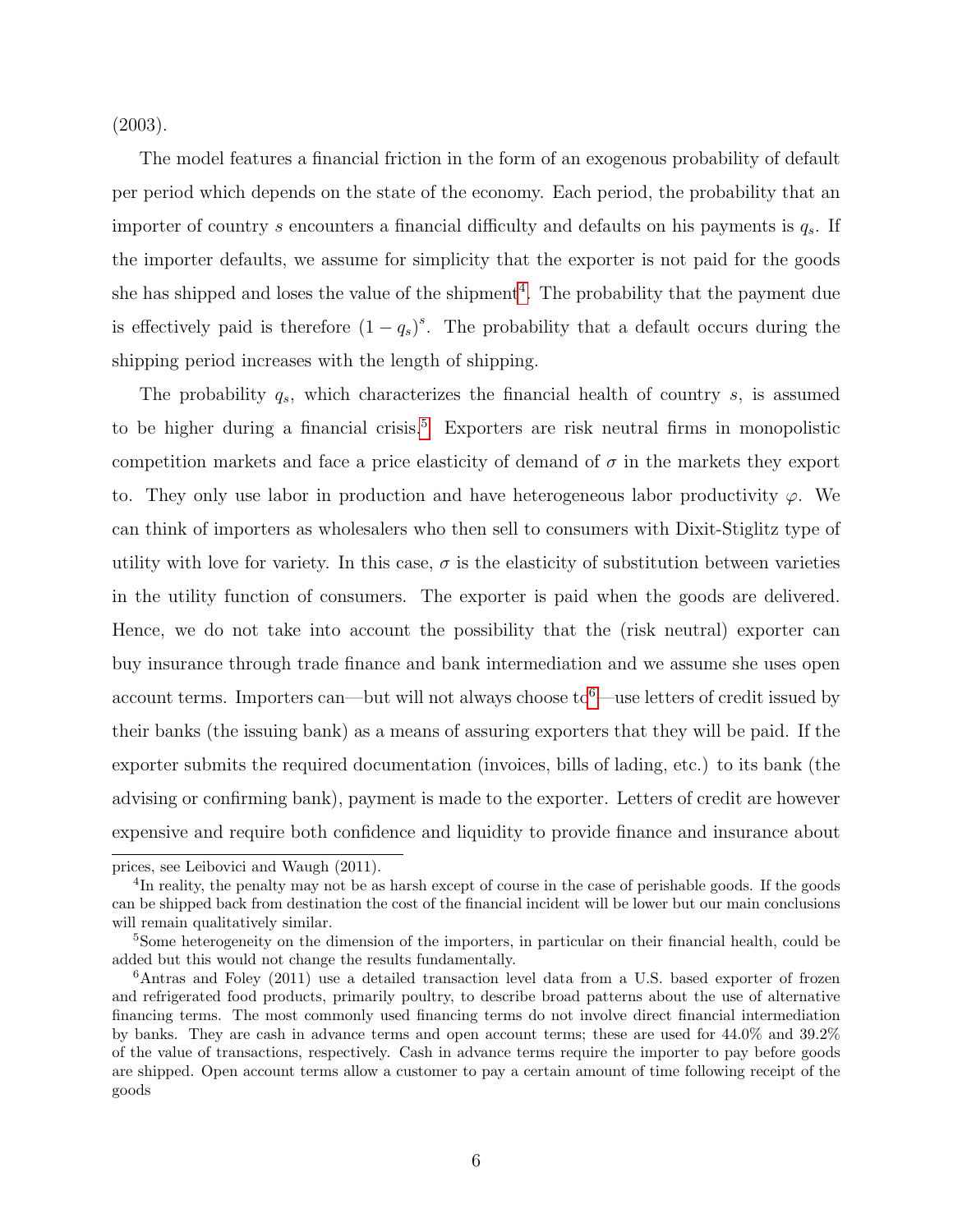(2003).

The model features a financial friction in the form of an exogenous probability of default per period which depends on the state of the economy. Each period, the probability that an importer of country $s$ encounters a financial difficulty and defaults on his payments is $q_s$. If the importer defaults, we assume for simplicity that the exporter is not paid for the goods she has shipped and loses the value of the shipment[4]. The probability that the payment due is effectively paid is therefore $(1-q_s)^s$. The probability that a default occurs during the shipping period increases with the length of shipping.

The probability $q_s$, which characterizes the financial health of country $s$, is assumed to be higher during a financial crisis.[5] Exporters are risk neutral firms in monopolistic competition markets and face a price elasticity of demand of $\sigma$ in the markets they export to. They only use labor in production and have heterogeneous labor productivity $\varphi$. We can think of importers as wholesalers who then sell to consumers with Dixit-Stiglitz type of utility with love for variety. In this case, $\sigma$ is the elasticity of substitution between varieties in the utility function of consumers. The exporter is paid when the goods are delivered. Hence, we do not take into account the possibility that the (risk neutral) exporter can buy insurance through trade finance and bank intermediation and we assume she uses open account terms. Importers can—but will not always choose to[6]—use letters of credit issued by their banks (the issuing bank) as a means of assuring exporters that they will be paid. If the exporter submits the required documentation (invoices, bills of lading, etc.) to its bank (the advising or confirming bank), payment is made to the exporter. Letters of credit are however expensive and require both confidence and liquidity to provide finance and insurance about

prices, see Leibovici and Waugh (2011).

[4] In reality, the penalty may not be as harsh except of course in the case of perishable goods. If the goods can be shipped back from destination the cost of the financial incident will be lower but our main conclusions will remain qualitatively similar.

[5] Some heterogeneity on the dimension of the importers, in particular on their financial health, could be added but this would not change the results fundamentally.

[6] Antras and Foley (2011) use a detailed transaction level data from a U.S. based exporter of frozen and refrigerated food products, primarily poultry, to describe broad patterns about the use of alternative financing terms. The most commonly used financing terms do not involve direct financial intermediation by banks. They are cash in advance terms and open account terms; these are used for 44.0% and 39.2% of the value of transactions, respectively. Cash in advance terms require the importer to pay before goods are shipped. Open account terms allow a customer to pay a certain amount of time following receipt of the goods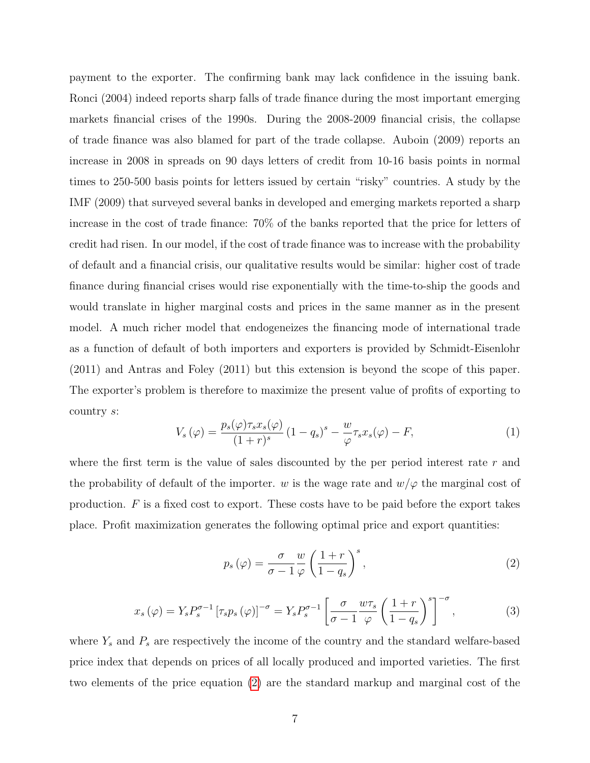payment to the exporter. The confirming bank may lack confidence in the issuing bank. Ronci (2004) indeed reports sharp falls of trade finance during the most important emerging markets financial crises of the 1990s. During the 2008-2009 financial crisis, the collapse of trade finance was also blamed for part of the trade collapse. Auboin (2009) reports an increase in 2008 in spreads on 90 days letters of credit from 10-16 basis points in normal times to 250-500 basis points for letters issued by certain "risky" countries. A study by the IMF (2009) that surveyed several banks in developed and emerging markets reported a sharp increase in the cost of trade finance: 70% of the banks reported that the price for letters of credit had risen. In our model, if the cost of trade finance was to increase with the probability of default and a financial crisis, our qualitative results would be similar: higher cost of trade finance during financial crises would rise exponentially with the time-to-ship the goods and would translate in higher marginal costs and prices in the same manner as in the present model. A much richer model that endogeneizes the financing mode of international trade as a function of default of both importers and exporters is provided by Schmidt-Eisenlohr (2011) and Antras and Foley (2011) but this extension is beyond the scope of this paper. The exporter's problem is therefore to maximize the present value of profits of exporting to country $s$:

$$V_s(\varphi) = \frac{p_s(\varphi)\tau_s x_s(\varphi)}{(1+r)^s}(1-q_s)^s - \frac{w}{\varphi}\tau_s x_s(\varphi) - F, \tag{1}$$

where the first term is the value of sales discounted by the per period interest rate $r$ and the probability of default of the importer. $w$ is the wage rate and $w/\varphi$ the marginal cost of production. $F$ is a fixed cost to export. These costs have to be paid before the export takes place. Profit maximization generates the following optimal price and export quantities:

$$p_s(\varphi) = \frac{\sigma}{\sigma-1}\frac{w}{\varphi}\left(\frac{1+r}{1-q_s}\right)^s, \tag{2}$$

$$x_s(\varphi) = Y_s P_s^{\sigma-1}\left[\tau_s p_s(\varphi)\right]^{-\sigma} = Y_s P_s^{\sigma-1}\left[\frac{\sigma}{\sigma-1}\frac{w\tau_s}{\varphi}\left(\frac{1+r}{1-q_s}\right)^s\right]^{-\sigma}, \tag{3}$$

where $Y_s$ and $P_s$ are respectively the income of the country and the standard welfare-based price index that depends on prices of all locally produced and imported varieties. The first two elements of the price equation (2) are the standard markup and marginal cost of the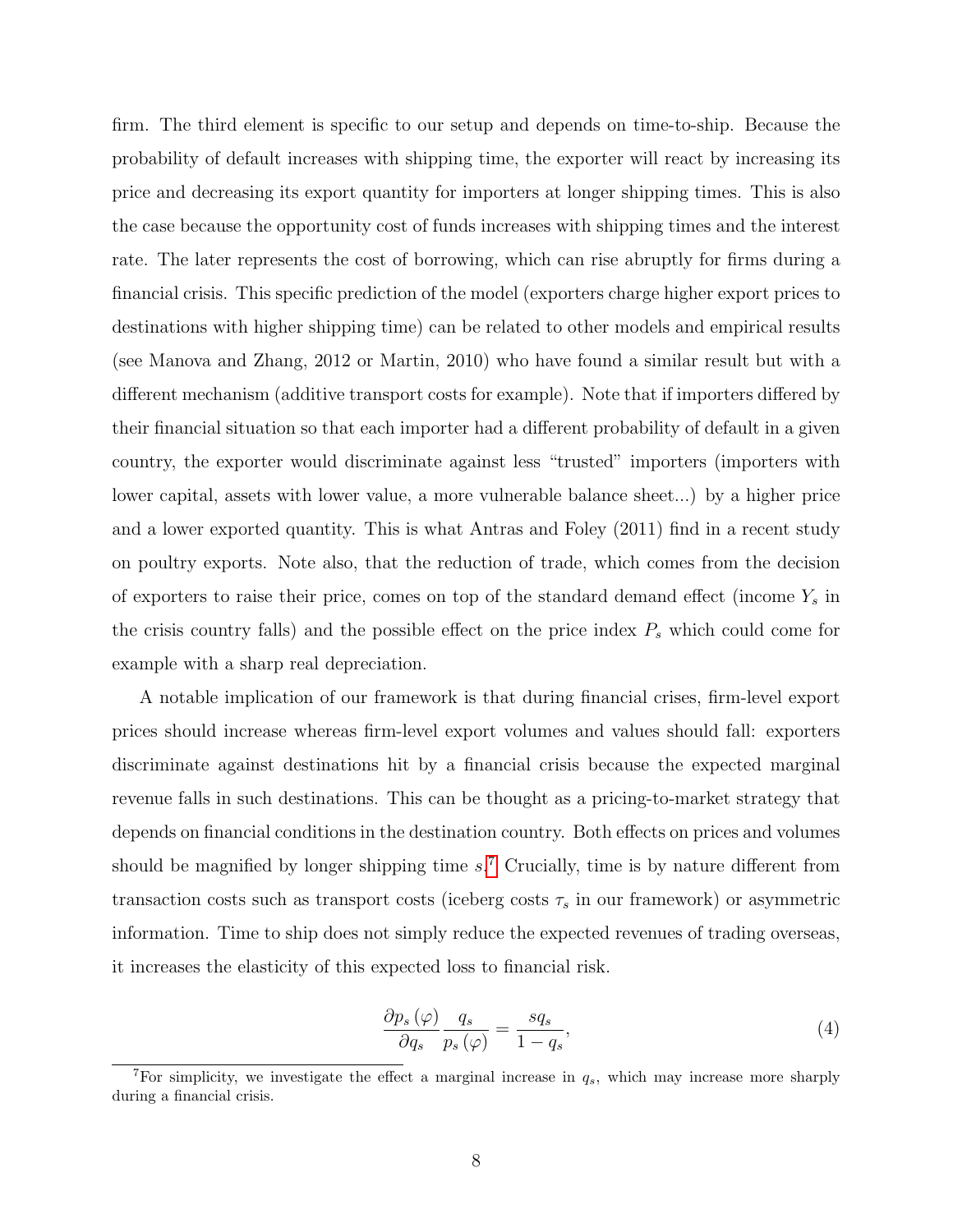firm. The third element is specific to our setup and depends on time-to-ship. Because the probability of default increases with shipping time, the exporter will react by increasing its price and decreasing its export quantity for importers at longer shipping times. This is also the case because the opportunity cost of funds increases with shipping times and the interest rate. The later represents the cost of borrowing, which can rise abruptly for firms during a financial crisis. This specific prediction of the model (exporters charge higher export prices to destinations with higher shipping time) can be related to other models and empirical results (see Manova and Zhang, 2012 or Martin, 2010) who have found a similar result but with a different mechanism (additive transport costs for example). Note that if importers differed by their financial situation so that each importer had a different probability of default in a given country, the exporter would discriminate against less "trusted" importers (importers with lower capital, assets with lower value, a more vulnerable balance sheet...) by a higher price and a lower exported quantity. This is what Antras and Foley (2011) find in a recent study on poultry exports. Note also, that the reduction of trade, which comes from the decision of exporters to raise their price, comes on top of the standard demand effect (income $Y_s$ in the crisis country falls) and the possible effect on the price index $P_s$ which could come for example with a sharp real depreciation.

A notable implication of our framework is that during financial crises, firm-level export prices should increase whereas firm-level export volumes and values should fall: exporters discriminate against destinations hit by a financial crisis because the expected marginal revenue falls in such destinations. This can be thought as a pricing-to-market strategy that depends on financial conditions in the destination country. Both effects on prices and volumes should be magnified by longer shipping time $s$.[7] Crucially, time is by nature different from transaction costs such as transport costs (iceberg costs $\tau_s$ in our framework) or asymmetric information. Time to ship does not simply reduce the expected revenues of trading overseas, it increases the elasticity of this expected loss to financial risk.

$$\frac{\partial p_s(\varphi)}{\partial q_s} \frac{q_s}{p_s(\varphi)} = \frac{s q_s}{1 - q_s}, \tag{4}$$

[7]For simplicity, we investigate the effect a marginal increase in $q_s$, which may increase more sharply during a financial crisis.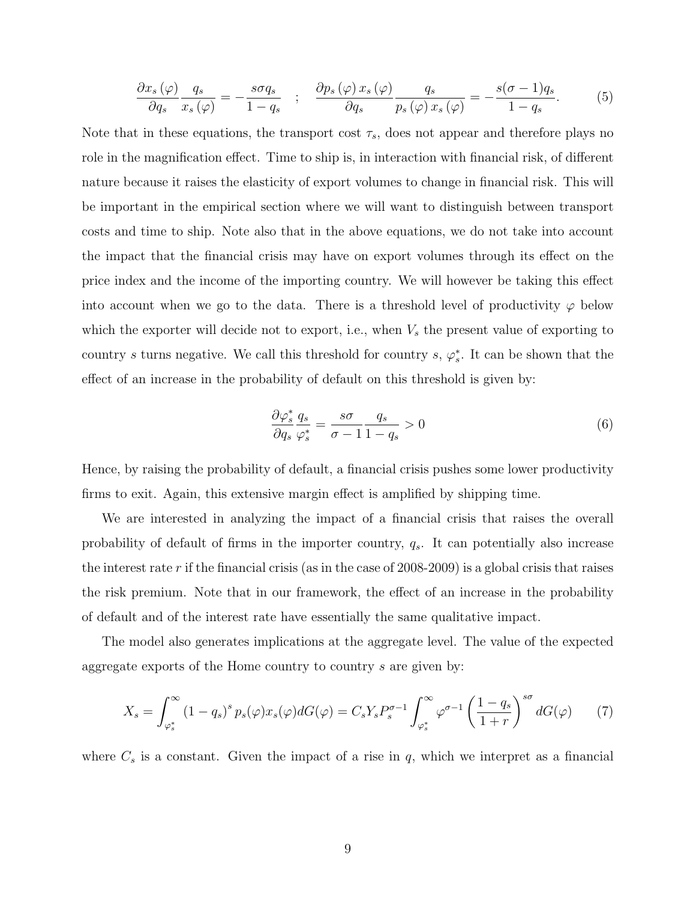$$\frac{\partial x_s(\varphi)}{\partial q_s}\frac{q_s}{x_s(\varphi)} = -\frac{s\sigma q_s}{1-q_s} \quad ; \quad \frac{\partial p_s(\varphi)\, x_s(\varphi)}{\partial q_s}\frac{q_s}{p_s(\varphi)\, x_s(\varphi)} = -\frac{s(\sigma-1)q_s}{1-q_s}. \tag{5}$$

Note that in these equations, the transport cost $\tau_s$, does not appear and therefore plays no role in the magnification effect. Time to ship is, in interaction with financial risk, of different nature because it raises the elasticity of export volumes to change in financial risk. This will be important in the empirical section where we will want to distinguish between transport costs and time to ship. Note also that in the above equations, we do not take into account the impact that the financial crisis may have on export volumes through its effect on the price index and the income of the importing country. We will however be taking this effect into account when we go to the data. There is a threshold level of productivity $\varphi$ below which the exporter will decide not to export, i.e., when $V_s$ the present value of exporting to country $s$ turns negative. We call this threshold for country $s$, $\varphi_s^*$. It can be shown that the effect of an increase in the probability of default on this threshold is given by:

$$\frac{\partial \varphi_s^*}{\partial q_s}\frac{q_s}{\varphi_s^*} = \frac{s\sigma}{\sigma-1}\frac{q_s}{1-q_s} > 0 \tag{6}$$

Hence, by raising the probability of default, a financial crisis pushes some lower productivity firms to exit. Again, this extensive margin effect is amplified by shipping time.

We are interested in analyzing the impact of a financial crisis that raises the overall probability of default of firms in the importer country, $q_s$. It can potentially also increase the interest rate $r$ if the financial crisis (as in the case of 2008-2009) is a global crisis that raises the risk premium. Note that in our framework, the effect of an increase in the probability of default and of the interest rate have essentially the same qualitative impact.

The model also generates implications at the aggregate level. The value of the expected aggregate exports of the Home country to country $s$ are given by:

$$X_s = \int_{\varphi_s^*}^{\infty} (1-q_s)^s\, p_s(\varphi) x_s(\varphi) dG(\varphi) = C_s Y_s P_s^{\sigma-1} \int_{\varphi_s^*}^{\infty} \varphi^{\sigma-1} \left(\frac{1-q_s}{1+r}\right)^{s\sigma} dG(\varphi) \tag{7}$$

where $C_s$ is a constant. Given the impact of a rise in $q$, which we interpret as a financial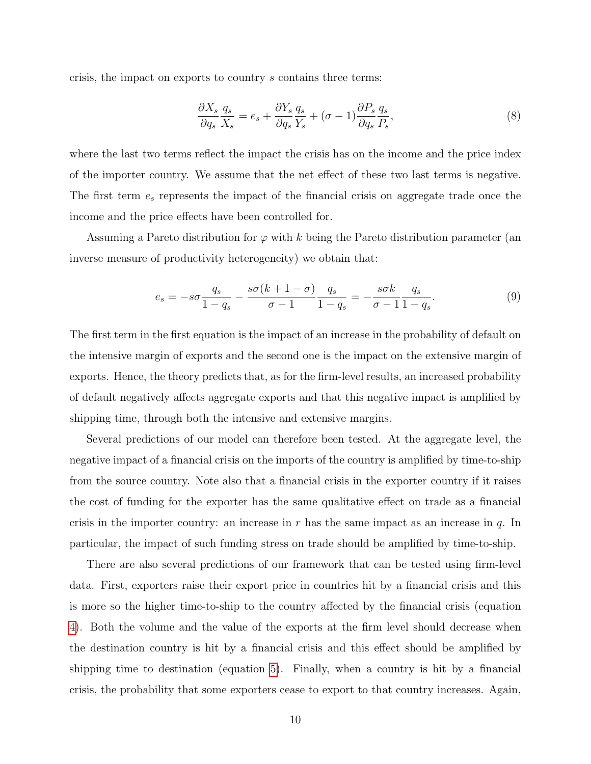crisis, the impact on exports to country $s$ contains three terms:

$$\frac{\partial X_s}{\partial q_s}\frac{q_s}{X_s} = e_s + \frac{\partial Y_s}{\partial q_s}\frac{q_s}{Y_s} + (\sigma - 1)\frac{\partial P_s}{\partial q_s}\frac{q_s}{P_s}, \tag{8}$$

where the last two terms reflect the impact the crisis has on the income and the price index of the importer country. We assume that the net effect of these two last terms is negative. The first term $e_s$ represents the impact of the financial crisis on aggregate trade once the income and the price effects have been controlled for.

Assuming a Pareto distribution for $\varphi$ with $k$ being the Pareto distribution parameter (an inverse measure of productivity heterogeneity) we obtain that:

$$e_s = -s\sigma\frac{q_s}{1-q_s} - \frac{s\sigma(k+1-\sigma)}{\sigma-1}\frac{q_s}{1-q_s} = -\frac{s\sigma k}{\sigma-1}\frac{q_s}{1-q_s}. \tag{9}$$

The first term in the first equation is the impact of an increase in the probability of default on the intensive margin of exports and the second one is the impact on the extensive margin of exports. Hence, the theory predicts that, as for the firm-level results, an increased probability of default negatively affects aggregate exports and that this negative impact is amplified by shipping time, through both the intensive and extensive margins.

Several predictions of our model can therefore been tested. At the aggregate level, the negative impact of a financial crisis on the imports of the country is amplified by time-to-ship from the source country. Note also that a financial crisis in the exporter country if it raises the cost of funding for the exporter has the same qualitative effect on trade as a financial crisis in the importer country: an increase in $r$ has the same impact as an increase in $q$. In particular, the impact of such funding stress on trade should be amplified by time-to-ship.

There are also several predictions of our framework that can be tested using firm-level data. First, exporters raise their export price in countries hit by a financial crisis and this is more so the higher time-to-ship to the country affected by the financial crisis (equation 4). Both the volume and the value of the exports at the firm level should decrease when the destination country is hit by a financial crisis and this effect should be amplified by shipping time to destination (equation 5). Finally, when a country is hit by a financial crisis, the probability that some exporters cease to export to that country increases. Again,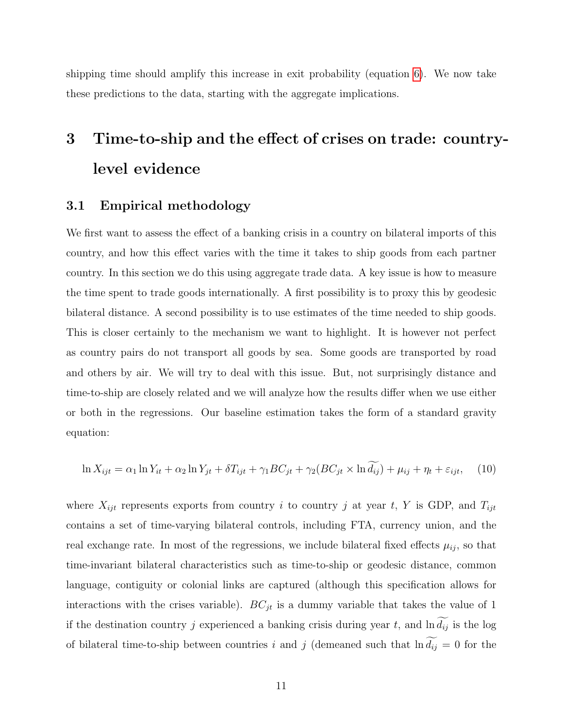shipping time should amplify this increase in exit probability (equation 6). We now take these predictions to the data, starting with the aggregate implications.

# 3 Time-to-ship and the effect of crises on trade: country-level evidence

## 3.1 Empirical methodology

We first want to assess the effect of a banking crisis in a country on bilateral imports of this country, and how this effect varies with the time it takes to ship goods from each partner country. In this section we do this using aggregate trade data. A key issue is how to measure the time spent to trade goods internationally. A first possibility is to proxy this by geodesic bilateral distance. A second possibility is to use estimates of the time needed to ship goods. This is closer certainly to the mechanism we want to highlight. It is however not perfect as country pairs do not transport all goods by sea. Some goods are transported by road and others by air. We will try to deal with this issue. But, not surprisingly distance and time-to-ship are closely related and we will analyze how the results differ when we use either or both in the regressions. Our baseline estimation takes the form of a standard gravity equation:

$$\ln X_{ijt} = \alpha_1 \ln Y_{it} + \alpha_2 \ln Y_{jt} + \delta T_{ijt} + \gamma_1 BC_{jt} + \gamma_2 (BC_{jt} \times \ln \widetilde{d_{ij}}) + \mu_{ij} + \eta_t + \varepsilon_{ijt}, \quad (10)$$

where $X_{ijt}$ represents exports from country $i$ to country $j$ at year $t$, $Y$ is GDP, and $T_{ijt}$ contains a set of time-varying bilateral controls, including FTA, currency union, and the real exchange rate. In most of the regressions, we include bilateral fixed effects $\mu_{ij}$, so that time-invariant bilateral characteristics such as time-to-ship or geodesic distance, common language, contiguity or colonial links are captured (although this specification allows for interactions with the crises variable). $BC_{jt}$ is a dummy variable that takes the value of 1 if the destination country $j$ experienced a banking crisis during year $t$, and $\ln \widetilde{d_{ij}}$ is the log of bilateral time-to-ship between countries $i$ and $j$ (demeaned such that $\ln \widetilde{d_{ij}} = 0$ for the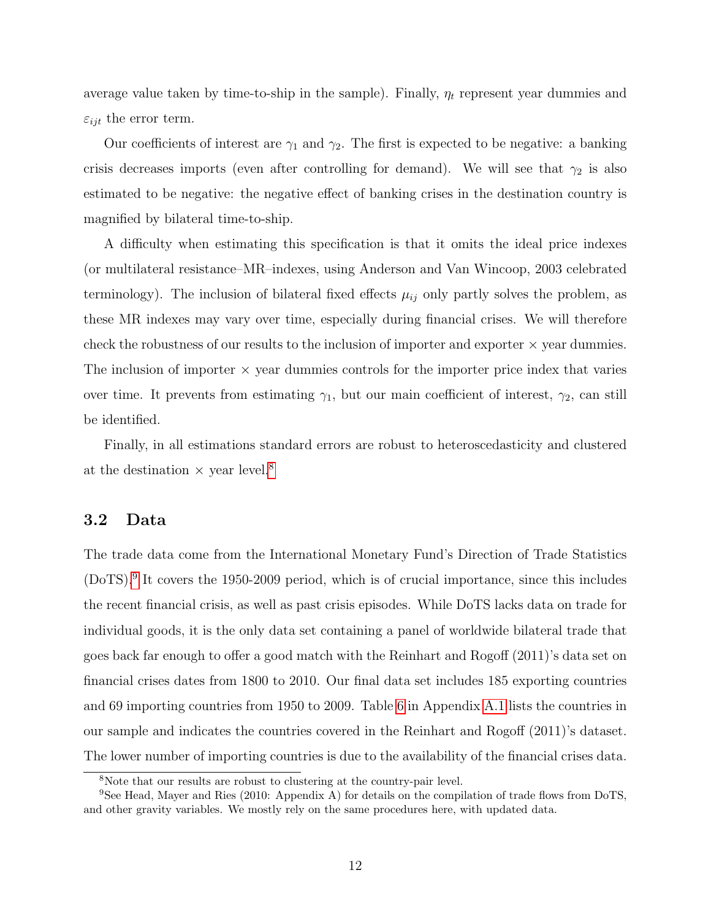average value taken by time-to-ship in the sample). Finally, $\eta_t$ represent year dummies and $\varepsilon_{ijt}$ the error term.

Our coefficients of interest are $\gamma_1$ and $\gamma_2$. The first is expected to be negative: a banking crisis decreases imports (even after controlling for demand). We will see that $\gamma_2$ is also estimated to be negative: the negative effect of banking crises in the destination country is magnified by bilateral time-to-ship.

A difficulty when estimating this specification is that it omits the ideal price indexes (or multilateral resistance–MR–indexes, using Anderson and Van Wincoop, 2003 celebrated terminology). The inclusion of bilateral fixed effects $\mu_{ij}$ only partly solves the problem, as these MR indexes may vary over time, especially during financial crises. We will therefore check the robustness of our results to the inclusion of importer and exporter × year dummies. The inclusion of importer × year dummies controls for the importer price index that varies over time. It prevents from estimating $\gamma_1$, but our main coefficient of interest, $\gamma_2$, can still be identified.

Finally, in all estimations standard errors are robust to heteroscedasticity and clustered at the destination × year level.[8]

## 3.2 Data

The trade data come from the International Monetary Fund's Direction of Trade Statistics (DoTS).[9] It covers the 1950-2009 period, which is of crucial importance, since this includes the recent financial crisis, as well as past crisis episodes. While DoTS lacks data on trade for individual goods, it is the only data set containing a panel of worldwide bilateral trade that goes back far enough to offer a good match with the Reinhart and Rogoff (2011)'s data set on financial crises dates from 1800 to 2010. Our final data set includes 185 exporting countries and 69 importing countries from 1950 to 2009. Table 6 in Appendix A.1 lists the countries in our sample and indicates the countries covered in the Reinhart and Rogoff (2011)'s dataset. The lower number of importing countries is due to the availability of the financial crises data.

[8] Note that our results are robust to clustering at the country-pair level.

[9] See Head, Mayer and Ries (2010: Appendix A) for details on the compilation of trade flows from DoTS, and other gravity variables. We mostly rely on the same procedures here, with updated data.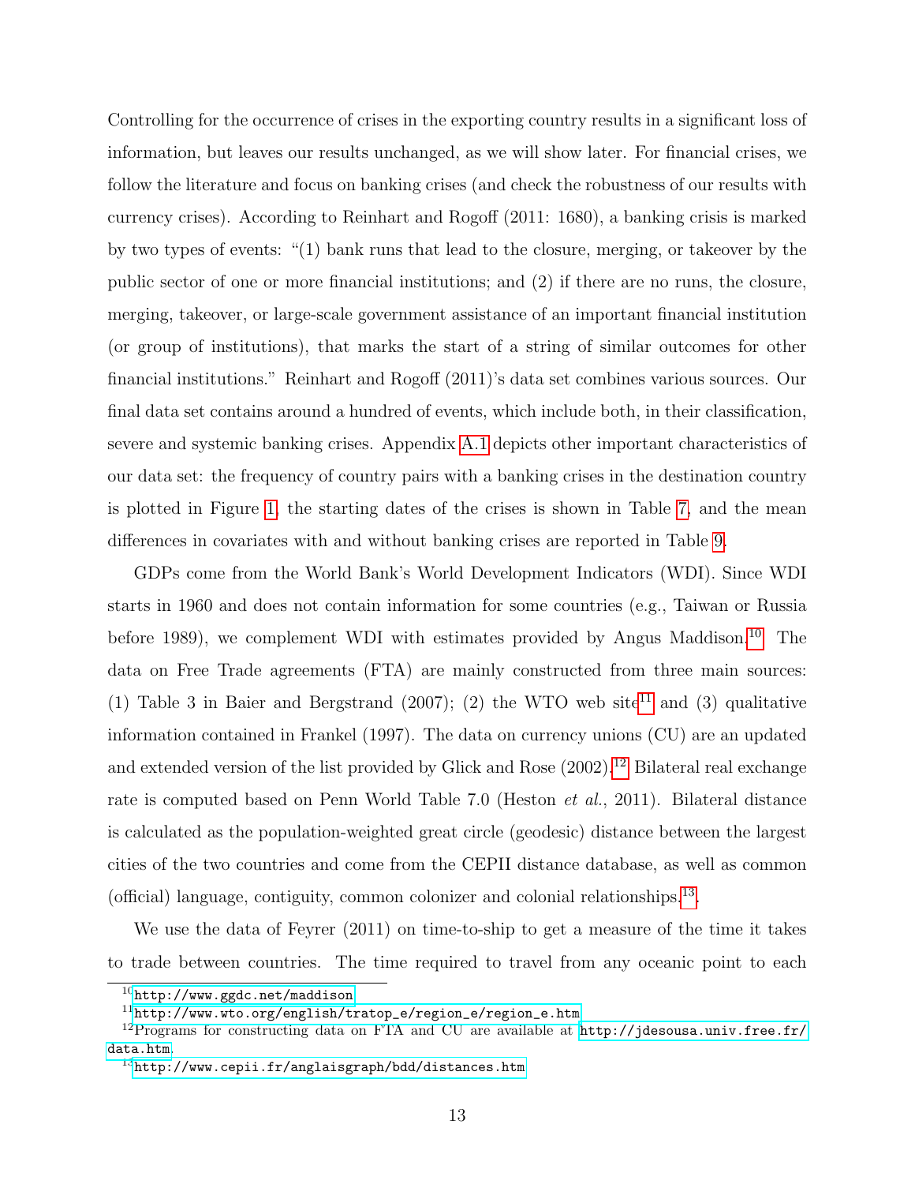Controlling for the occurrence of crises in the exporting country results in a significant loss of information, but leaves our results unchanged, as we will show later. For financial crises, we follow the literature and focus on banking crises (and check the robustness of our results with currency crises). According to Reinhart and Rogoff (2011: 1680), a banking crisis is marked by two types of events: "(1) bank runs that lead to the closure, merging, or takeover by the public sector of one or more financial institutions; and (2) if there are no runs, the closure, merging, takeover, or large-scale government assistance of an important financial institution (or group of institutions), that marks the start of a string of similar outcomes for other financial institutions." Reinhart and Rogoff (2011)'s data set combines various sources. Our final data set contains around a hundred of events, which include both, in their classification, severe and systemic banking crises. Appendix A.1 depicts other important characteristics of our data set: the frequency of country pairs with a banking crises in the destination country is plotted in Figure 1, the starting dates of the crises is shown in Table 7, and the mean differences in covariates with and without banking crises are reported in Table 9.

GDPs come from the World Bank's World Development Indicators (WDI). Since WDI starts in 1960 and does not contain information for some countries (e.g., Taiwan or Russia before 1989), we complement WDI with estimates provided by Angus Maddison.[10] The data on Free Trade agreements (FTA) are mainly constructed from three main sources: (1) Table 3 in Baier and Bergstrand (2007); (2) the WTO web site[11] and (3) qualitative information contained in Frankel (1997). The data on currency unions (CU) are an updated and extended version of the list provided by Glick and Rose (2002).[12] Bilateral real exchange rate is computed based on Penn World Table 7.0 (Heston *et al.*, 2011). Bilateral distance is calculated as the population-weighted great circle (geodesic) distance between the largest cities of the two countries and come from the CEPII distance database, as well as common (official) language, contiguity, common colonizer and colonial relationships.[13].

We use the data of Feyrer (2011) on time-to-ship to get a measure of the time it takes to trade between countries. The time required to travel from any oceanic point to each

---

[10] http://www.ggdc.net/maddison

[11] http://www.wto.org/english/tratop_e/region_e/region_e.htm

[12] Programs for constructing data on FTA and CU are available at http://jdesousa.univ.free.fr/data.htm.

[13] http://www.cepii.fr/anglaisgraph/bdd/distances.htm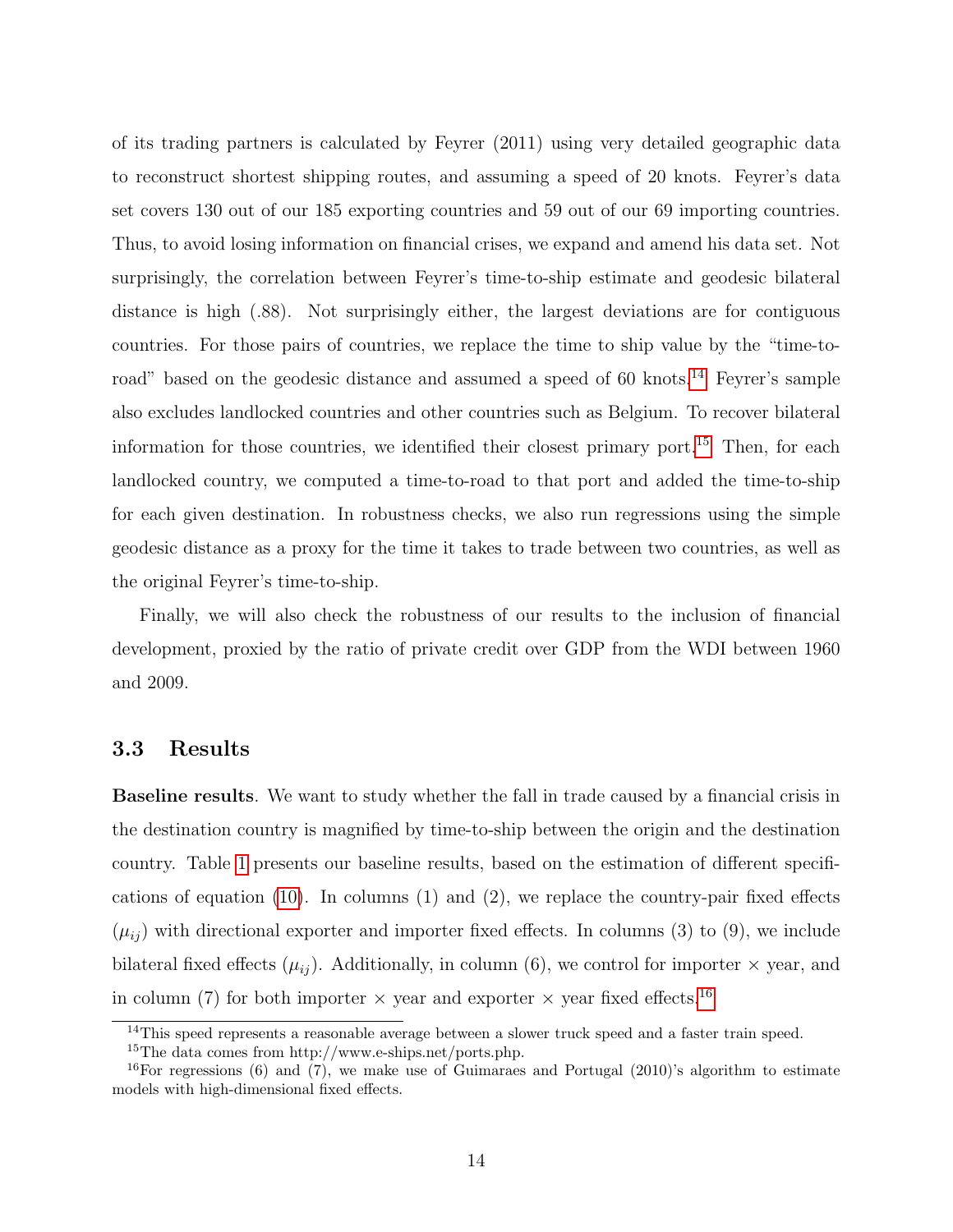of its trading partners is calculated by Feyrer (2011) using very detailed geographic data to reconstruct shortest shipping routes, and assuming a speed of 20 knots. Feyrer's data set covers 130 out of our 185 exporting countries and 59 out of our 69 importing countries. Thus, to avoid losing information on financial crises, we expand and amend his data set. Not surprisingly, the correlation between Feyrer's time-to-ship estimate and geodesic bilateral distance is high (.88). Not surprisingly either, the largest deviations are for contiguous countries. For those pairs of countries, we replace the time to ship value by the "time-to-road" based on the geodesic distance and assumed a speed of 60 knots.[14] Feyrer's sample also excludes landlocked countries and other countries such as Belgium. To recover bilateral information for those countries, we identified their closest primary port.[15] Then, for each landlocked country, we computed a time-to-road to that port and added the time-to-ship for each given destination. In robustness checks, we also run regressions using the simple geodesic distance as a proxy for the time it takes to trade between two countries, as well as the original Feyrer's time-to-ship.

Finally, we will also check the robustness of our results to the inclusion of financial development, proxied by the ratio of private credit over GDP from the WDI between 1960 and 2009.

### 3.3 Results

**Baseline results**. We want to study whether the fall in trade caused by a financial crisis in the destination country is magnified by time-to-ship between the origin and the destination country. Table 1 presents our baseline results, based on the estimation of different specifications of equation (10). In columns (1) and (2), we replace the country-pair fixed effects ($\mu_{ij}$) with directional exporter and importer fixed effects. In columns (3) to (9), we include bilateral fixed effects ($\mu_{ij}$). Additionally, in column (6), we control for importer × year, and in column (7) for both importer × year and exporter × year fixed effects.[16]

[14] This speed represents a reasonable average between a slower truck speed and a faster train speed.

[15] The data comes from http://www.e-ships.net/ports.php.

[16] For regressions (6) and (7), we make use of Guimaraes and Portugal (2010)'s algorithm to estimate models with high-dimensional fixed effects.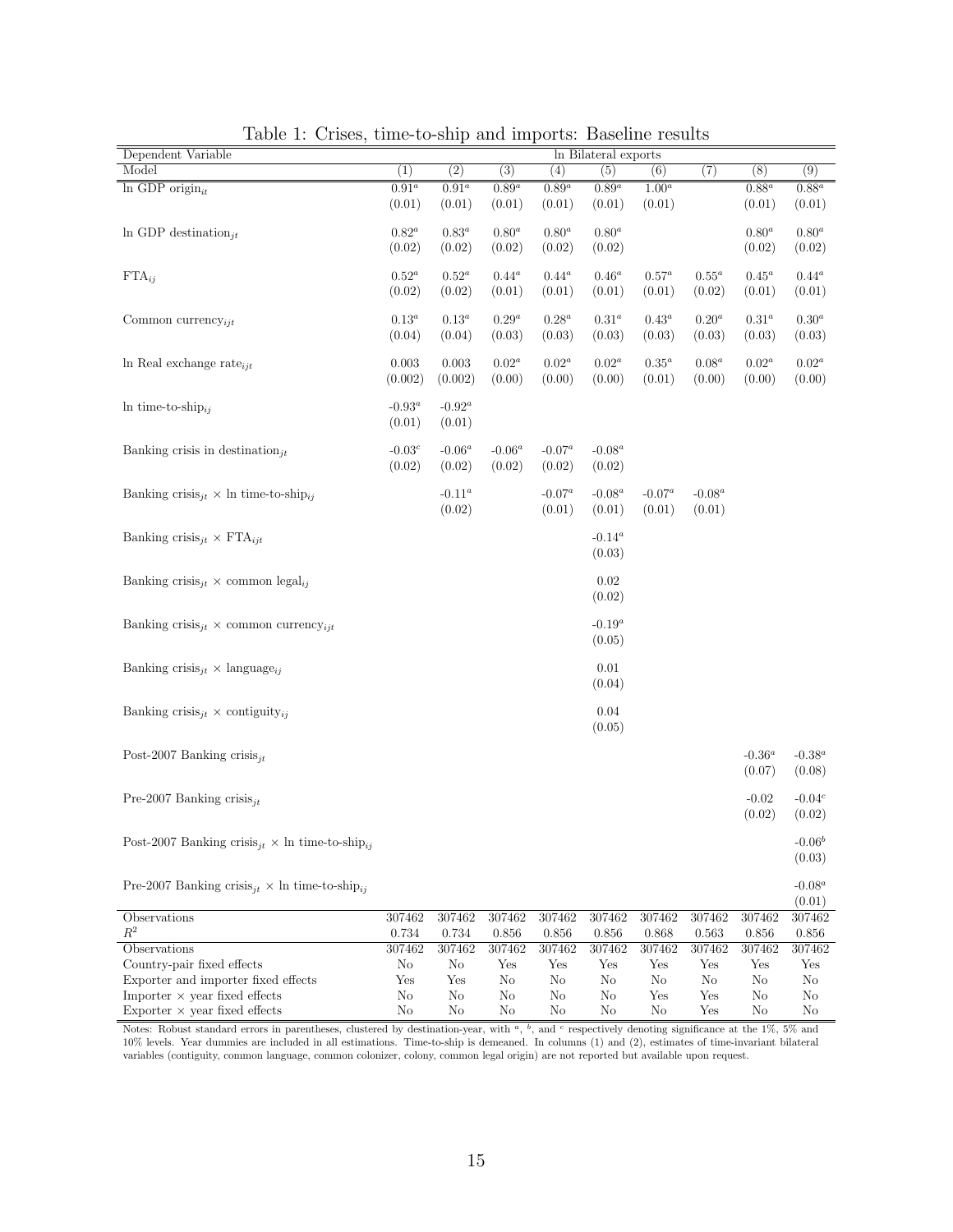Table 1: Crises, time-to-ship and imports: Baseline results

| Dependent Variable | ln Bilateral exports | | | | | | | | |
|---|---|---|---|---|---|---|---|---|---|
| Model | (1) | (2) | (3) | (4) | (5) | (6) | (7) | (8) | (9) |
| ln GDP origin$_{it}$ | $0.91^a$ | $0.91^a$ | $0.89^a$ | $0.89^a$ | $0.89^a$ | $1.00^a$ | | $0.88^a$ | $0.88^a$ |
| | (0.01) | (0.01) | (0.01) | (0.01) | (0.01) | (0.01) | | (0.01) | (0.01) |
| ln GDP destination$_{jt}$ | $0.82^a$ | $0.83^a$ | $0.80^a$ | $0.80^a$ | $0.80^a$ | | | $0.80^a$ | $0.80^a$ |
| | (0.02) | (0.02) | (0.02) | (0.02) | (0.02) | | | (0.02) | (0.02) |
| FTA$_{ij}$ | $0.52^a$ | $0.52^a$ | $0.44^a$ | $0.44^a$ | $0.46^a$ | $0.57^a$ | $0.55^a$ | $0.45^a$ | $0.44^a$ |
| | (0.02) | (0.02) | (0.01) | (0.01) | (0.01) | (0.01) | (0.02) | (0.01) | (0.01) |
| Common currency$_{ijt}$ | $0.13^a$ | $0.13^a$ | $0.29^a$ | $0.28^a$ | $0.31^a$ | $0.43^a$ | $0.20^a$ | $0.31^a$ | $0.30^a$ |
| | (0.04) | (0.04) | (0.03) | (0.03) | (0.03) | (0.03) | (0.03) | (0.03) | (0.03) |
| ln Real exchange rate$_{ijt}$ | 0.003 | 0.003 | $0.02^a$ | $0.02^a$ | $0.02^a$ | $0.35^a$ | $0.08^a$ | $0.02^a$ | $0.02^a$ |
| | (0.002) | (0.002) | (0.00) | (0.00) | (0.00) | (0.01) | (0.00) | (0.00) | (0.00) |
| ln time-to-ship$_{ij}$ | $-0.93^a$ | $-0.92^a$ | | | | | | | |
| | (0.01) | (0.01) | | | | | | | |
| Banking crisis in destination$_{jt}$ | $-0.03^c$ | $-0.06^a$ | $-0.06^a$ | $-0.07^a$ | $-0.08^a$ | | | | |
| | (0.02) | (0.02) | (0.02) | (0.02) | (0.02) | | | | |
| Banking crisis$_{jt}$ × ln time-to-ship$_{ij}$ | | $-0.11^a$ | | $-0.07^a$ | $-0.08^a$ | $-0.07^a$ | $-0.08^a$ | | |
| | | (0.02) | | (0.01) | (0.01) | (0.01) | (0.01) | | |
| Banking crisis$_{jt}$ × FTA$_{ijt}$ | | | | | $-0.14^a$ | | | | |
| | | | | | (0.03) | | | | |
| Banking crisis$_{jt}$ × common legal$_{ij}$ | | | | | 0.02 | | | | |
| | | | | | (0.02) | | | | |
| Banking crisis$_{jt}$ × common currency$_{ijt}$ | | | | | $-0.19^a$ | | | | |
| | | | | | (0.05) | | | | |
| Banking crisis$_{jt}$ × language$_{ij}$ | | | | | 0.01 | | | | |
| | | | | | (0.04) | | | | |
| Banking crisis$_{jt}$ × contiguity$_{ij}$ | | | | | 0.04 | | | | |
| | | | | | (0.05) | | | | |
| Post-2007 Banking crisis$_{jt}$ | | | | | | | | $-0.36^a$ | $-0.38^a$ |
| | | | | | | | | (0.07) | (0.08) |
| Pre-2007 Banking crisis$_{jt}$ | | | | | | | | -0.02 | $-0.04^c$ |
| | | | | | | | | (0.02) | (0.02) |
| Post-2007 Banking crisis$_{jt}$ × ln time-to-ship$_{ij}$ | | | | | | | | | $-0.06^b$ |
| | | | | | | | | | (0.03) |
| Pre-2007 Banking crisis$_{jt}$ × ln time-to-ship$_{ij}$ | | | | | | | | | $-0.08^a$ |
| | | | | | | | | | (0.01) |
| Observations | 307462 | 307462 | 307462 | 307462 | 307462 | 307462 | 307462 | 307462 | 307462 |
| $R^2$ | 0.734 | 0.734 | 0.856 | 0.856 | 0.856 | 0.868 | 0.563 | 0.856 | 0.856 |
| Observations | 307462 | 307462 | 307462 | 307462 | 307462 | 307462 | 307462 | 307462 | 307462 |
| Country-pair fixed effects | No | No | Yes | Yes | Yes | Yes | Yes | Yes | Yes |
| Exporter and importer fixed effects | Yes | Yes | No | No | No | No | No | No | No |
| Importer × year fixed effects | No | No | No | No | No | Yes | Yes | No | No |
| Exporter × year fixed effects | No | No | No | No | No | No | Yes | No | No |

Notes: Robust standard errors in parentheses, clustered by destination-year, with $^a$, $^b$, and $^c$ respectively denoting significance at the 1%, 5% and 10% levels. Year dummies are included in all estimations. Time-to-ship is demeaned. In columns (1) and (2), estimates of time-invariant bilateral variables (contiguity, common language, common colonizer, colony, common legal origin) are not reported but available upon request.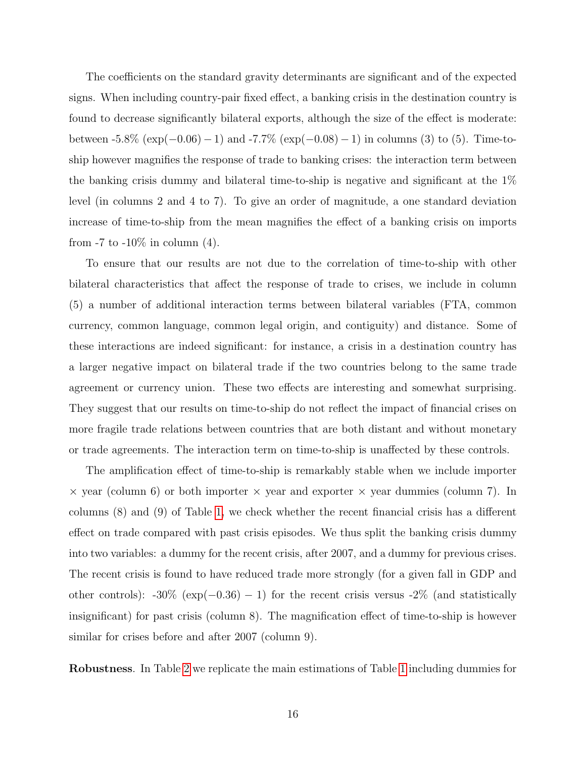The coefficients on the standard gravity determinants are significant and of the expected signs. When including country-pair fixed effect, a banking crisis in the destination country is found to decrease significantly bilateral exports, although the size of the effect is moderate: between -5.8% ($\exp(-0.06)-1$) and -7.7% ($\exp(-0.08)-1$) in columns (3) to (5). Time-to-ship however magnifies the response of trade to banking crises: the interaction term between the banking crisis dummy and bilateral time-to-ship is negative and significant at the 1% level (in columns 2 and 4 to 7). To give an order of magnitude, a one standard deviation increase of time-to-ship from the mean magnifies the effect of a banking crisis on imports from -7 to -10% in column (4).

To ensure that our results are not due to the correlation of time-to-ship with other bilateral characteristics that affect the response of trade to crises, we include in column (5) a number of additional interaction terms between bilateral variables (FTA, common currency, common language, common legal origin, and contiguity) and distance. Some of these interactions are indeed significant: for instance, a crisis in a destination country has a larger negative impact on bilateral trade if the two countries belong to the same trade agreement or currency union. These two effects are interesting and somewhat surprising. They suggest that our results on time-to-ship do not reflect the impact of financial crises on more fragile trade relations between countries that are both distant and without monetary or trade agreements. The interaction term on time-to-ship is unaffected by these controls.

The amplification effect of time-to-ship is remarkably stable when we include importer $\times$ year (column 6) or both importer $\times$ year and exporter $\times$ year dummies (column 7). In columns (8) and (9) of Table 1, we check whether the recent financial crisis has a different effect on trade compared with past crisis episodes. We thus split the banking crisis dummy into two variables: a dummy for the recent crisis, after 2007, and a dummy for previous crises. The recent crisis is found to have reduced trade more strongly (for a given fall in GDP and other controls): -30% ($\exp(-0.36)-1$) for the recent crisis versus -2% (and statistically insignificant) for past crisis (column 8). The magnification effect of time-to-ship is however similar for crises before and after 2007 (column 9).

**Robustness**. In Table 2 we replicate the main estimations of Table 1 including dummies for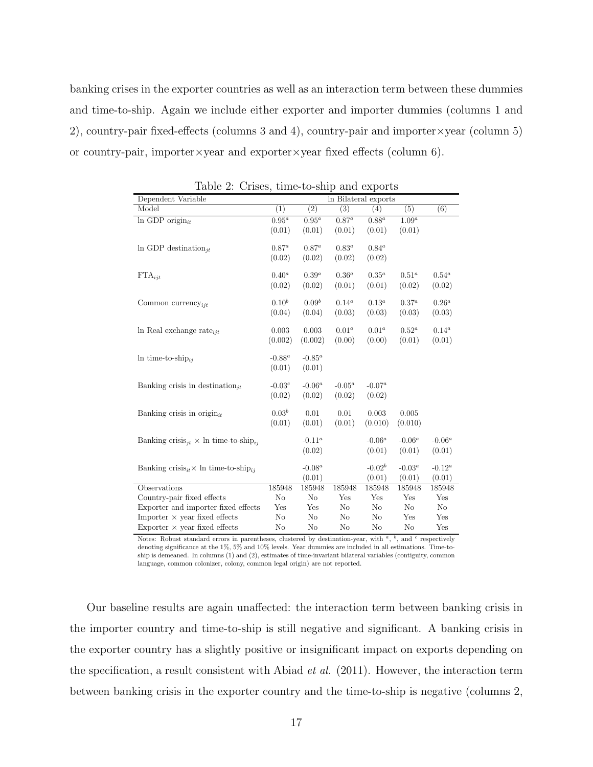banking crises in the exporter countries as well as an interaction term between these dummies and time-to-ship. Again we include either exporter and importer dummies (columns 1 and 2), country-pair fixed-effects (columns 3 and 4), country-pair and importer×year (column 5) or country-pair, importer×year and exporter×year fixed effects (column 6).

Table 2: Crises, time-to-ship and exports

| Dependent Variable | ln Bilateral exports | | | | | |
|---|---|---|---|---|---|---|
| Model | (1) | (2) | (3) | (4) | (5) | (6) |
| ln GDP origin$_{it}$ | 0.95$^a$ | 0.95$^a$ | 0.87$^a$ | 0.88$^a$ | 1.09$^a$ | |
| | (0.01) | (0.01) | (0.01) | (0.01) | (0.01) | |
| ln GDP destination$_{jt}$ | 0.87$^a$ | 0.87$^a$ | 0.83$^a$ | 0.84$^a$ | | |
| | (0.02) | (0.02) | (0.02) | (0.02) | | |
| FTA$_{ijt}$ | 0.40$^a$ | 0.39$^a$ | 0.36$^a$ | 0.35$^a$ | 0.51$^a$ | 0.54$^a$ |
| | (0.02) | (0.02) | (0.01) | (0.01) | (0.02) | (0.02) |
| Common currency$_{ijt}$ | 0.10$^b$ | 0.09$^b$ | 0.14$^a$ | 0.13$^a$ | 0.37$^a$ | 0.26$^a$ |
| | (0.04) | (0.04) | (0.03) | (0.03) | (0.03) | (0.03) |
| ln Real exchange rate$_{ijt}$ | 0.003 | 0.003 | 0.01$^a$ | 0.01$^a$ | 0.52$^a$ | 0.14$^a$ |
| | (0.002) | (0.002) | (0.00) | (0.00) | (0.01) | (0.01) |
| ln time-to-ship$_{ij}$ | -0.88$^a$ | -0.85$^a$ | | | | |
| | (0.01) | (0.01) | | | | |
| Banking crisis in destination$_{jt}$ | -0.03$^c$ | -0.06$^a$ | -0.05$^a$ | -0.07$^a$ | | |
| | (0.02) | (0.02) | (0.02) | (0.02) | | |
| Banking crisis in origin$_{it}$ | 0.03$^b$ | 0.01 | 0.01 | 0.003 | 0.005 | |
| | (0.01) | (0.01) | (0.01) | (0.010) | (0.010) | |
| Banking crisis$_{jt}$ × ln time-to-ship$_{ij}$ | | -0.11$^a$ | | -0.06$^a$ | -0.06$^a$ | -0.06$^a$ |
| | | (0.02) | | (0.01) | (0.01) | (0.01) |
| Banking crisis$_{it}$× ln time-to-ship$_{ij}$ | | -0.08$^a$ | | -0.02$^b$ | -0.03$^a$ | -0.12$^a$ |
| | | (0.01) | | (0.01) | (0.01) | (0.01) |
| Observations | 185948 | 185948 | 185948 | 185948 | 185948 | 185948 |
| Country-pair fixed effects | No | No | Yes | Yes | Yes | Yes |
| Exporter and importer fixed effects | Yes | Yes | No | No | No | No |
| Importer × year fixed effects | No | No | No | No | Yes | Yes |
| Exporter × year fixed effects | No | No | No | No | No | Yes |

Notes: Robust standard errors in parentheses, clustered by destination-year, with $^a$, $^b$, and $^c$ respectively denoting significance at the 1%, 5% and 10% levels. Year dummies are included in all estimations. Time-to-ship is demeaned. In columns (1) and (2), estimates of time-invariant bilateral variables (contiguity, common language, common colonizer, colony, common legal origin) are not reported.

Our baseline results are again unaffected: the interaction term between banking crisis in the importer country and time-to-ship is still negative and significant. A banking crisis in the exporter country has a slightly positive or insignificant impact on exports depending on the specification, a result consistent with Abiad *et al.* (2011). However, the interaction term between banking crisis in the exporter country and the time-to-ship is negative (columns 2,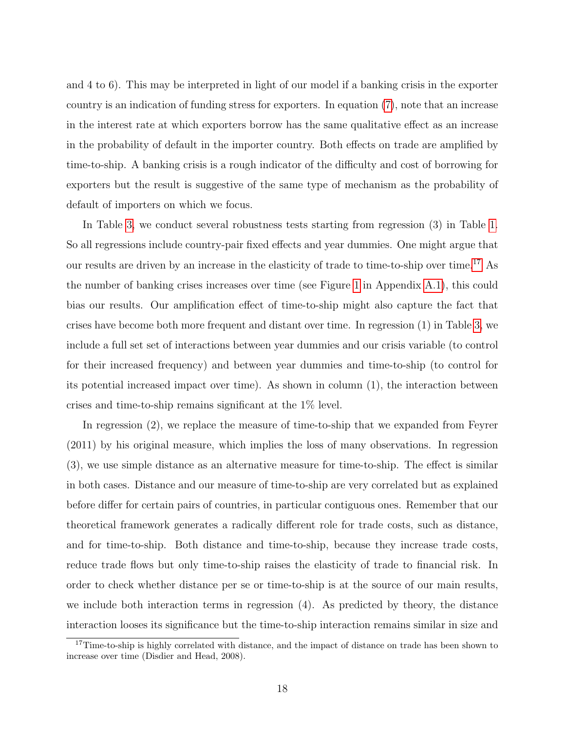and 4 to 6). This may be interpreted in light of our model if a banking crisis in the exporter country is an indication of funding stress for exporters. In equation (7), note that an increase in the interest rate at which exporters borrow has the same qualitative effect as an increase in the probability of default in the importer country. Both effects on trade are amplified by time-to-ship. A banking crisis is a rough indicator of the difficulty and cost of borrowing for exporters but the result is suggestive of the same type of mechanism as the probability of default of importers on which we focus.

In Table 3, we conduct several robustness tests starting from regression (3) in Table 1. So all regressions include country-pair fixed effects and year dummies. One might argue that our results are driven by an increase in the elasticity of trade to time-to-ship over time.[17] As the number of banking crises increases over time (see Figure 1 in Appendix A.1), this could bias our results. Our amplification effect of time-to-ship might also capture the fact that crises have become both more frequent and distant over time. In regression (1) in Table 3, we include a full set set of interactions between year dummies and our crisis variable (to control for their increased frequency) and between year dummies and time-to-ship (to control for its potential increased impact over time). As shown in column (1), the interaction between crises and time-to-ship remains significant at the 1% level.

In regression (2), we replace the measure of time-to-ship that we expanded from Feyrer (2011) by his original measure, which implies the loss of many observations. In regression (3), we use simple distance as an alternative measure for time-to-ship. The effect is similar in both cases. Distance and our measure of time-to-ship are very correlated but as explained before differ for certain pairs of countries, in particular contiguous ones. Remember that our theoretical framework generates a radically different role for trade costs, such as distance, and for time-to-ship. Both distance and time-to-ship, because they increase trade costs, reduce trade flows but only time-to-ship raises the elasticity of trade to financial risk. In order to check whether distance per se or time-to-ship is at the source of our main results, we include both interaction terms in regression (4). As predicted by theory, the distance interaction looses its significance but the time-to-ship interaction remains similar in size and

[17] Time-to-ship is highly correlated with distance, and the impact of distance on trade has been shown to increase over time (Disdier and Head, 2008).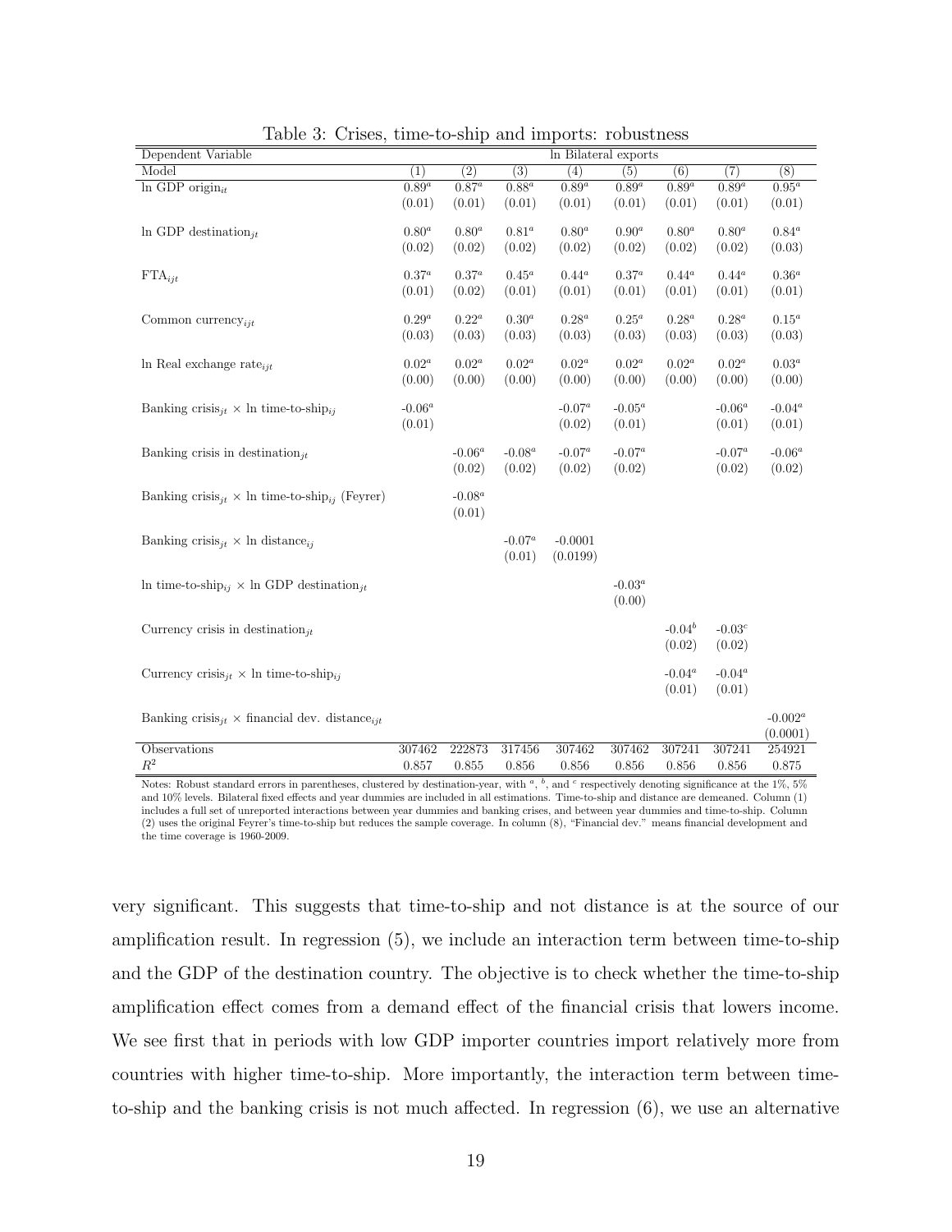Table 3: Crises, time-to-ship and imports: robustness

| Dependent Variable | ln Bilateral exports | | | | | | | |
|---|---|---|---|---|---|---|---|---|
| Model | (1) | (2) | (3) | (4) | (5) | (6) | (7) | (8) |
| ln GDP origin$_{it}$ | 0.89$^a$ | 0.87$^a$ | 0.88$^a$ | 0.89$^a$ | 0.89$^a$ | 0.89$^a$ | 0.89$^a$ | 0.95$^a$ |
| | (0.01) | (0.01) | (0.01) | (0.01) | (0.01) | (0.01) | (0.01) | (0.01) |
| ln GDP destination$_{jt}$ | 0.80$^a$ | 0.80$^a$ | 0.81$^a$ | 0.80$^a$ | 0.90$^a$ | 0.80$^a$ | 0.80$^a$ | 0.84$^a$ |
| | (0.02) | (0.02) | (0.02) | (0.02) | (0.02) | (0.02) | (0.02) | (0.03) |
| FTA$_{ijt}$ | 0.37$^a$ | 0.37$^a$ | 0.45$^a$ | 0.44$^a$ | 0.37$^a$ | 0.44$^a$ | 0.44$^a$ | 0.36$^a$ |
| | (0.01) | (0.02) | (0.01) | (0.01) | (0.01) | (0.01) | (0.01) | (0.01) |
| Common currency$_{ijt}$ | 0.29$^a$ | 0.22$^a$ | 0.30$^a$ | 0.28$^a$ | 0.25$^a$ | 0.28$^a$ | 0.28$^a$ | 0.15$^a$ |
| | (0.03) | (0.03) | (0.03) | (0.03) | (0.03) | (0.03) | (0.03) | (0.03) |
| ln Real exchange rate$_{ijt}$ | 0.02$^a$ | 0.02$^a$ | 0.02$^a$ | 0.02$^a$ | 0.02$^a$ | 0.02$^a$ | 0.02$^a$ | 0.03$^a$ |
| | (0.00) | (0.00) | (0.00) | (0.00) | (0.00) | (0.00) | (0.00) | (0.00) |
| Banking crisis$_{jt}$ × ln time-to-ship$_{ij}$ | -0.06$^a$ | | | -0.07$^a$ | -0.05$^a$ | | -0.06$^a$ | -0.04$^a$ |
| | (0.01) | | | (0.02) | (0.01) | | (0.01) | (0.01) |
| Banking crisis in destination$_{jt}$ | | -0.06$^a$ | -0.08$^a$ | -0.07$^a$ | -0.07$^a$ | | -0.07$^a$ | -0.06$^a$ |
| | | (0.02) | (0.02) | (0.02) | (0.02) | | (0.02) | (0.02) |
| Banking crisis$_{jt}$ × ln time-to-ship$_{ij}$ (Feyrer) | | -0.08$^a$ | | | | | | |
| | | (0.01) | | | | | | |
| Banking crisis$_{jt}$ × ln distance$_{ij}$ | | | -0.07$^a$ | -0.0001 | | | | |
| | | | (0.01) | (0.0199) | | | | |
| ln time-to-ship$_{ij}$ × ln GDP destination$_{jt}$ | | | | | -0.03$^a$ | | | |
| | | | | | (0.00) | | | |
| Currency crisis in destination$_{jt}$ | | | | | | -0.04$^b$ | -0.03$^c$ | |
| | | | | | | (0.02) | (0.02) | |
| Currency crisis$_{jt}$ × ln time-to-ship$_{ij}$ | | | | | | -0.04$^a$ | -0.04$^a$ | |
| | | | | | | (0.01) | (0.01) | |
| Banking crisis$_{jt}$ × financial dev. distance$_{ijt}$ | | | | | | | | -0.002$^a$ |
| | | | | | | | | (0.0001) |
| Observations | 307462 | 222873 | 317456 | 307462 | 307462 | 307241 | 307241 | 254921 |
| $R^2$ | 0.857 | 0.855 | 0.856 | 0.856 | 0.856 | 0.856 | 0.856 | 0.875 |

Notes: Robust standard errors in parentheses, clustered by destination-year, with $^a$, $^b$, and $^c$ respectively denoting significance at the 1%, 5% and 10% levels. Bilateral fixed effects and year dummies are included in all estimations. Time-to-ship and distance are demeaned. Column (1) includes a full set of unreported interactions between year dummies and banking crises, and between year dummies and time-to-ship. Column (2) uses the original Feyrer's time-to-ship but reduces the sample coverage. In column (8), "Financial dev." means financial development and the time coverage is 1960-2009.

very significant. This suggests that time-to-ship and not distance is at the source of our amplification result. In regression (5), we include an interaction term between time-to-ship and the GDP of the destination country. The objective is to check whether the time-to-ship amplification effect comes from a demand effect of the financial crisis that lowers income. We see first that in periods with low GDP importer countries import relatively more from countries with higher time-to-ship. More importantly, the interaction term between time-to-ship and the banking crisis is not much affected. In regression (6), we use an alternative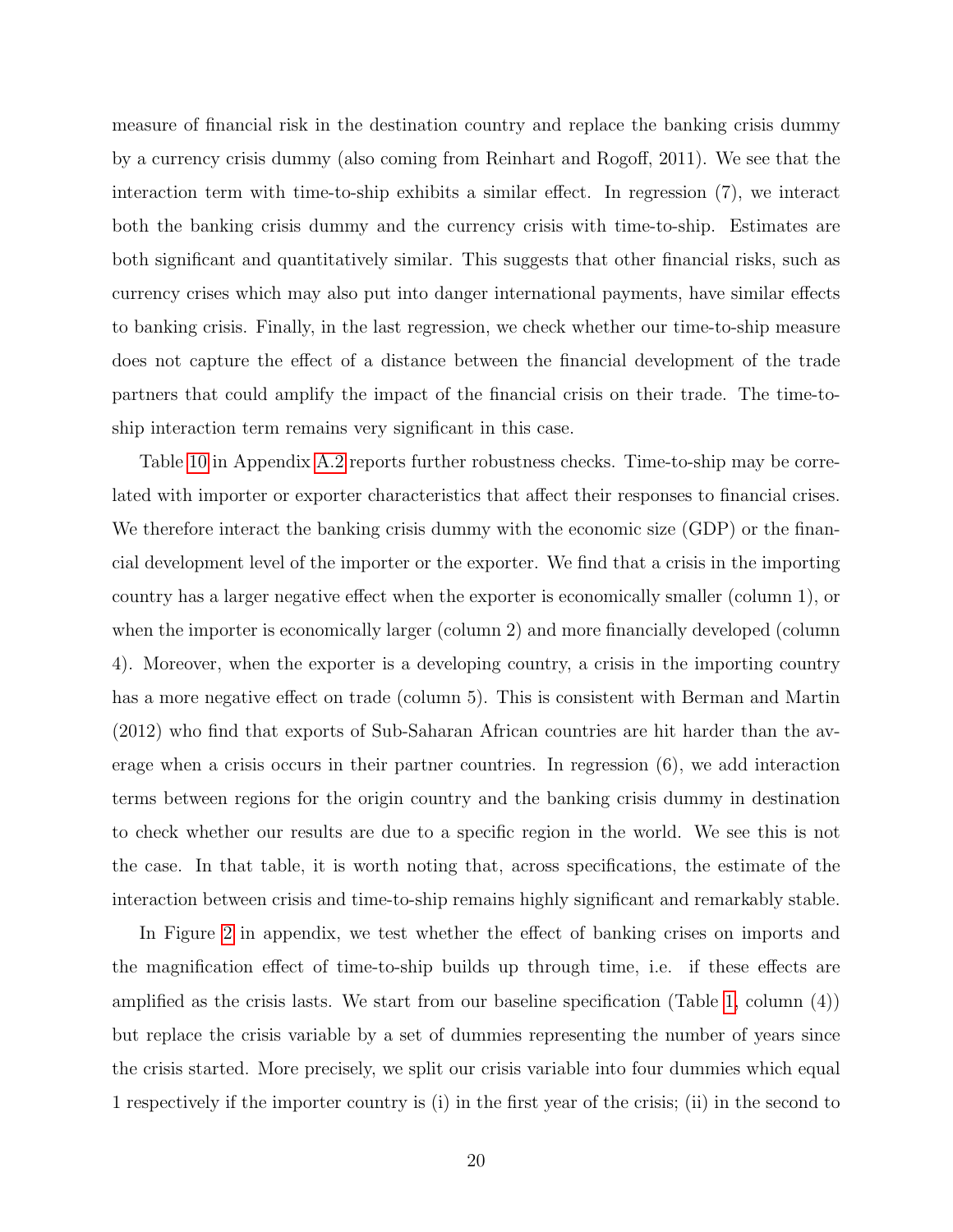measure of financial risk in the destination country and replace the banking crisis dummy by a currency crisis dummy (also coming from Reinhart and Rogoff, 2011). We see that the interaction term with time-to-ship exhibits a similar effect. In regression (7), we interact both the banking crisis dummy and the currency crisis with time-to-ship. Estimates are both significant and quantitatively similar. This suggests that other financial risks, such as currency crises which may also put into danger international payments, have similar effects to banking crisis. Finally, in the last regression, we check whether our time-to-ship measure does not capture the effect of a distance between the financial development of the trade partners that could amplify the impact of the financial crisis on their trade. The time-to-ship interaction term remains very significant in this case.

Table 10 in Appendix A.2 reports further robustness checks. Time-to-ship may be correlated with importer or exporter characteristics that affect their responses to financial crises. We therefore interact the banking crisis dummy with the economic size (GDP) or the financial development level of the importer or the exporter. We find that a crisis in the importing country has a larger negative effect when the exporter is economically smaller (column 1), or when the importer is economically larger (column 2) and more financially developed (column 4). Moreover, when the exporter is a developing country, a crisis in the importing country has a more negative effect on trade (column 5). This is consistent with Berman and Martin (2012) who find that exports of Sub-Saharan African countries are hit harder than the average when a crisis occurs in their partner countries. In regression (6), we add interaction terms between regions for the origin country and the banking crisis dummy in destination to check whether our results are due to a specific region in the world. We see this is not the case. In that table, it is worth noting that, across specifications, the estimate of the interaction between crisis and time-to-ship remains highly significant and remarkably stable.

In Figure 2 in appendix, we test whether the effect of banking crises on imports and the magnification effect of time-to-ship builds up through time, i.e. if these effects are amplified as the crisis lasts. We start from our baseline specification (Table 1, column (4)) but replace the crisis variable by a set of dummies representing the number of years since the crisis started. More precisely, we split our crisis variable into four dummies which equal 1 respectively if the importer country is (i) in the first year of the crisis; (ii) in the second to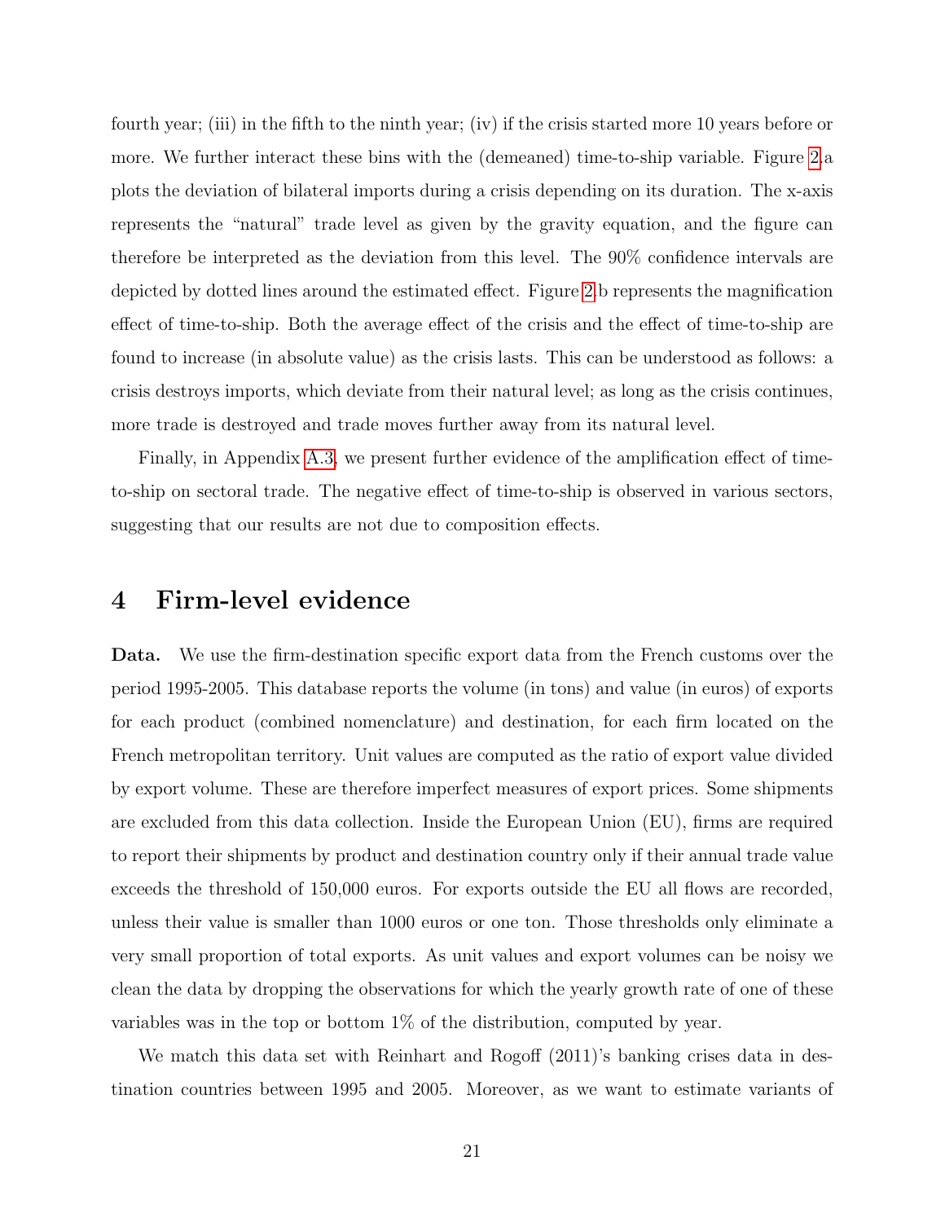fourth year; (iii) in the fifth to the ninth year; (iv) if the crisis started more 10 years before or more. We further interact these bins with the (demeaned) time-to-ship variable. Figure 2.a plots the deviation of bilateral imports during a crisis depending on its duration. The x-axis represents the "natural" trade level as given by the gravity equation, and the figure can therefore be interpreted as the deviation from this level. The 90% confidence intervals are depicted by dotted lines around the estimated effect. Figure 2.b represents the magnification effect of time-to-ship. Both the average effect of the crisis and the effect of time-to-ship are found to increase (in absolute value) as the crisis lasts. This can be understood as follows: a crisis destroys imports, which deviate from their natural level; as long as the crisis continues, more trade is destroyed and trade moves further away from its natural level.

Finally, in Appendix A.3, we present further evidence of the amplification effect of time-to-ship on sectoral trade. The negative effect of time-to-ship is observed in various sectors, suggesting that our results are not due to composition effects.

# 4 Firm-level evidence

**Data.** We use the firm-destination specific export data from the French customs over the period 1995-2005. This database reports the volume (in tons) and value (in euros) of exports for each product (combined nomenclature) and destination, for each firm located on the French metropolitan territory. Unit values are computed as the ratio of export value divided by export volume. These are therefore imperfect measures of export prices. Some shipments are excluded from this data collection. Inside the European Union (EU), firms are required to report their shipments by product and destination country only if their annual trade value exceeds the threshold of 150,000 euros. For exports outside the EU all flows are recorded, unless their value is smaller than 1000 euros or one ton. Those thresholds only eliminate a very small proportion of total exports. As unit values and export volumes can be noisy we clean the data by dropping the observations for which the yearly growth rate of one of these variables was in the top or bottom 1% of the distribution, computed by year.

We match this data set with Reinhart and Rogoff (2011)'s banking crises data in destination countries between 1995 and 2005. Moreover, as we want to estimate variants of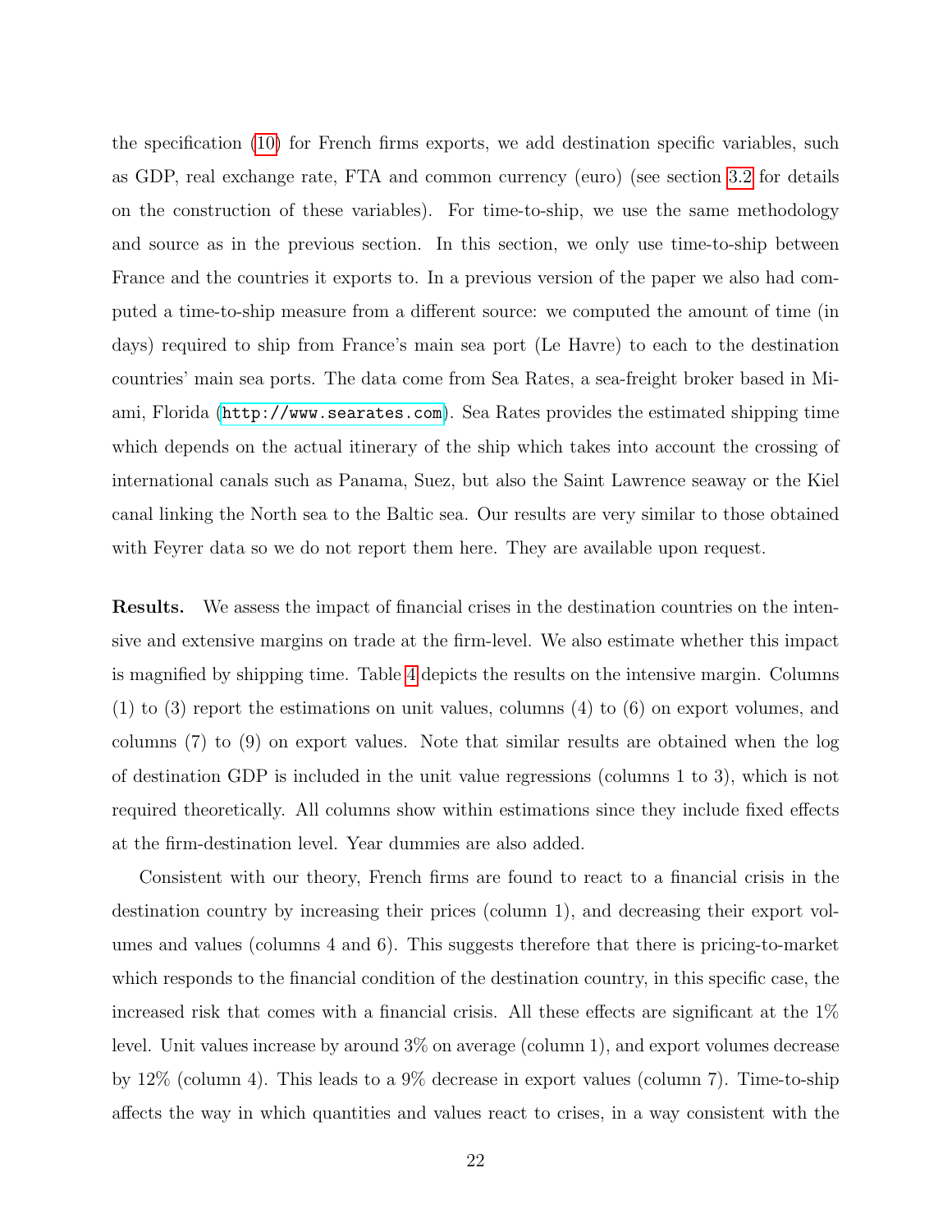the specification (10) for French firms exports, we add destination specific variables, such as GDP, real exchange rate, FTA and common currency (euro) (see section 3.2 for details on the construction of these variables). For time-to-ship, we use the same methodology and source as in the previous section. In this section, we only use time-to-ship between France and the countries it exports to. In a previous version of the paper we also had computed a time-to-ship measure from a different source: we computed the amount of time (in days) required to ship from France's main sea port (Le Havre) to each to the destination countries' main sea ports. The data come from Sea Rates, a sea-freight broker based in Miami, Florida (http://www.searates.com). Sea Rates provides the estimated shipping time which depends on the actual itinerary of the ship which takes into account the crossing of international canals such as Panama, Suez, but also the Saint Lawrence seaway or the Kiel canal linking the North sea to the Baltic sea. Our results are very similar to those obtained with Feyrer data so we do not report them here. They are available upon request.

**Results.** We assess the impact of financial crises in the destination countries on the intensive and extensive margins on trade at the firm-level. We also estimate whether this impact is magnified by shipping time. Table 4 depicts the results on the intensive margin. Columns (1) to (3) report the estimations on unit values, columns (4) to (6) on export volumes, and columns (7) to (9) on export values. Note that similar results are obtained when the log of destination GDP is included in the unit value regressions (columns 1 to 3), which is not required theoretically. All columns show within estimations since they include fixed effects at the firm-destination level. Year dummies are also added.

Consistent with our theory, French firms are found to react to a financial crisis in the destination country by increasing their prices (column 1), and decreasing their export volumes and values (columns 4 and 6). This suggests therefore that there is pricing-to-market which responds to the financial condition of the destination country, in this specific case, the increased risk that comes with a financial crisis. All these effects are significant at the 1% level. Unit values increase by around 3% on average (column 1), and export volumes decrease by 12% (column 4). This leads to a 9% decrease in export values (column 7). Time-to-ship affects the way in which quantities and values react to crises, in a way consistent with the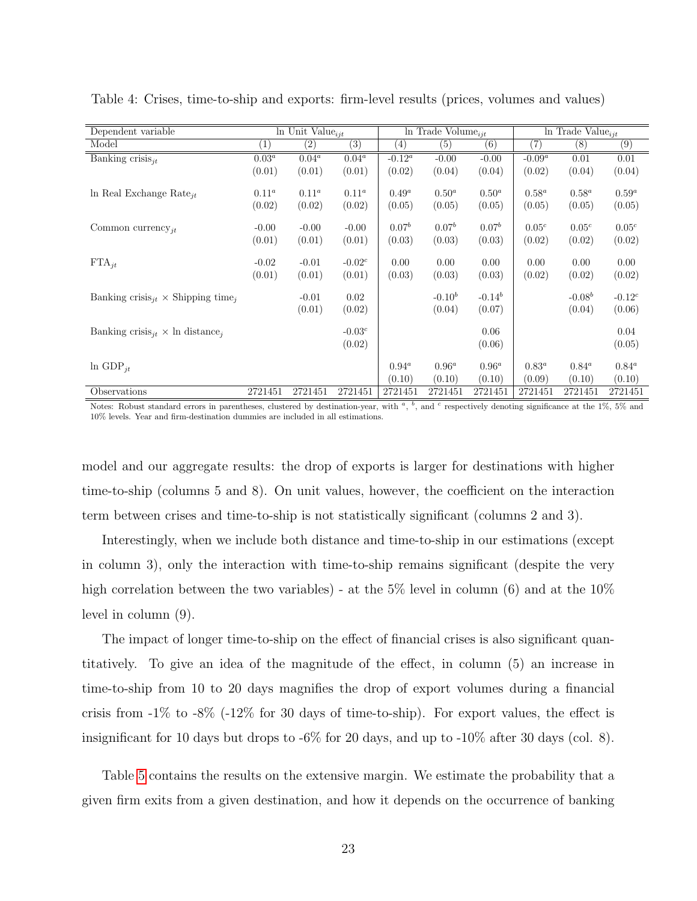Table 4: Crises, time-to-ship and exports: firm-level results (prices, volumes and values)

| Dependent variable | ln Unit Value$_{ijt}$ | | | ln Trade Volume$_{ijt}$ | | | ln Trade Value$_{ijt}$ | | |
|---|---|---|---|---|---|---|---|---|---|
| Model | (1) | (2) | (3) | (4) | (5) | (6) | (7) | (8) | (9) |
| Banking crisis$_{jt}$ | 0.03$^a$ | 0.04$^a$ | 0.04$^a$ | -0.12$^a$ | -0.00 | -0.00 | -0.09$^a$ | 0.01 | 0.01 |
| | (0.01) | (0.01) | (0.01) | (0.02) | (0.04) | (0.04) | (0.02) | (0.04) | (0.04) |
| ln Real Exchange Rate$_{jt}$ | 0.11$^a$ | 0.11$^a$ | 0.11$^a$ | 0.49$^a$ | 0.50$^a$ | 0.50$^a$ | 0.58$^a$ | 0.58$^a$ | 0.59$^a$ |
| | (0.02) | (0.02) | (0.02) | (0.05) | (0.05) | (0.05) | (0.05) | (0.05) | (0.05) |
| Common currency$_{jt}$ | -0.00 | -0.00 | -0.00 | 0.07$^b$ | 0.07$^b$ | 0.07$^b$ | 0.05$^c$ | 0.05$^c$ | 0.05$^c$ |
| | (0.01) | (0.01) | (0.01) | (0.03) | (0.03) | (0.03) | (0.02) | (0.02) | (0.02) |
| FTA$_{jt}$ | -0.02 | -0.01 | -0.02$^c$ | 0.00 | 0.00 | 0.00 | 0.00 | 0.00 | 0.00 |
| | (0.01) | (0.01) | (0.01) | (0.03) | (0.03) | (0.03) | (0.02) | (0.02) | (0.02) |
| Banking crisis$_{jt}$ × Shipping time$_j$ | | -0.01 | 0.02 | | -0.10$^b$ | -0.14$^b$ | | -0.08$^b$ | -0.12$^c$ |
| | | (0.01) | (0.02) | | (0.04) | (0.07) | | (0.04) | (0.06) |
| Banking crisis$_{jt}$ × ln distance$_j$ | | | -0.03$^c$ | | | 0.06 | | | 0.04 |
| | | | (0.02) | | | (0.06) | | | (0.05) |
| ln GDP$_{jt}$ | | | | 0.94$^a$ | 0.96$^a$ | 0.96$^a$ | 0.83$^a$ | 0.84$^a$ | 0.84$^a$ |
| | | | | (0.10) | (0.10) | (0.10) | (0.09) | (0.10) | (0.10) |
| Observations | 2721451 | 2721451 | 2721451 | 2721451 | 2721451 | 2721451 | 2721451 | 2721451 | 2721451 |

Notes: Robust standard errors in parentheses, clustered by destination-year, with [a], [b], and [c] respectively denoting significance at the 1%, 5% and 10% levels. Year and firm-destination dummies are included in all estimations.

model and our aggregate results: the drop of exports is larger for destinations with higher time-to-ship (columns 5 and 8). On unit values, however, the coefficient on the interaction term between crises and time-to-ship is not statistically significant (columns 2 and 3).

Interestingly, when we include both distance and time-to-ship in our estimations (except in column 3), only the interaction with time-to-ship remains significant (despite the very high correlation between the two variables) - at the 5% level in column (6) and at the 10% level in column (9).

The impact of longer time-to-ship on the effect of financial crises is also significant quantitatively. To give an idea of the magnitude of the effect, in column (5) an increase in time-to-ship from 10 to 20 days magnifies the drop of export volumes during a financial crisis from -1% to -8% (-12% for 30 days of time-to-ship). For export values, the effect is insignificant for 10 days but drops to -6% for 20 days, and up to -10% after 30 days (col. 8).

Table 5 contains the results on the extensive margin. We estimate the probability that a given firm exits from a given destination, and how it depends on the occurrence of banking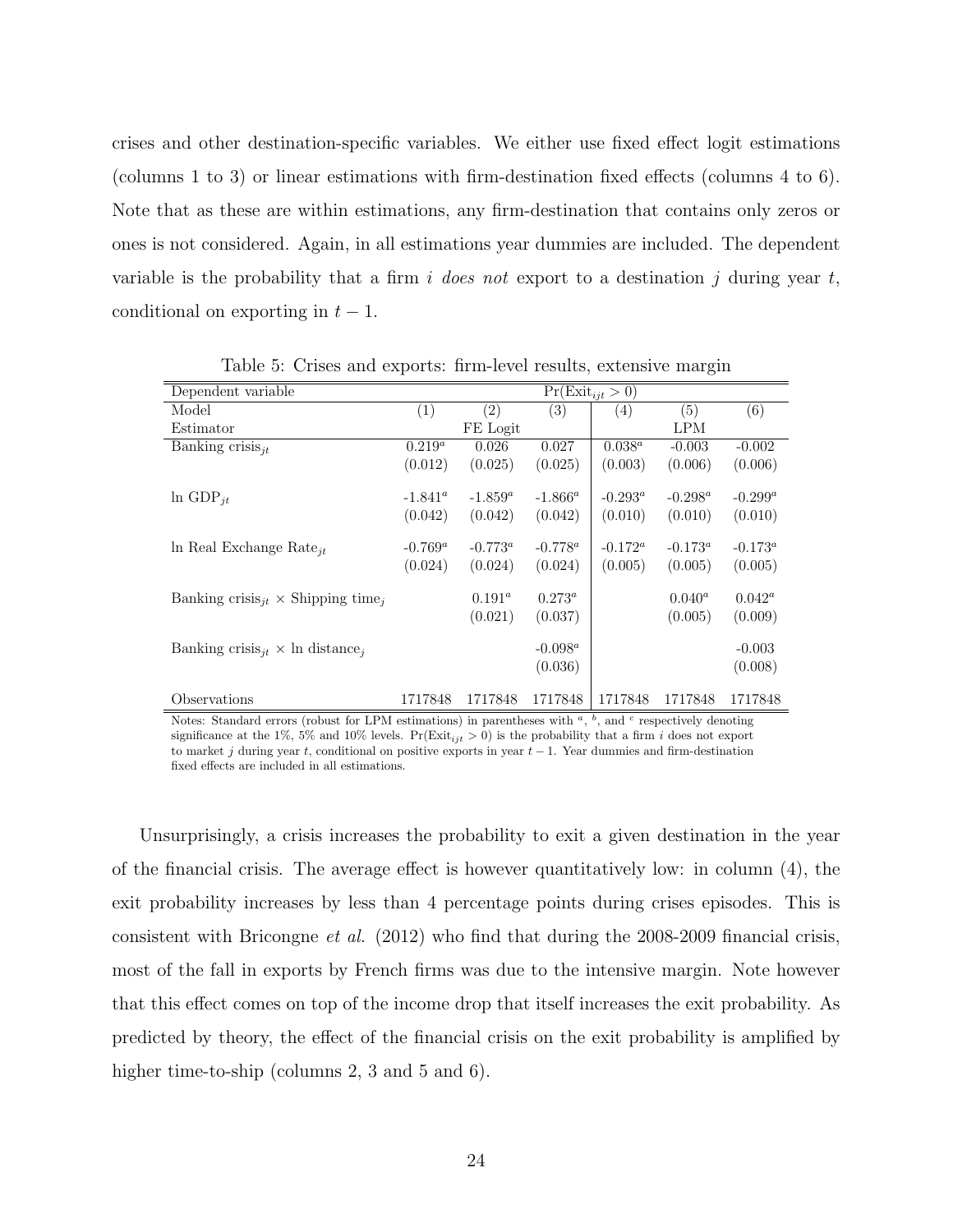crises and other destination-specific variables. We either use fixed effect logit estimations (columns 1 to 3) or linear estimations with firm-destination fixed effects (columns 4 to 6). Note that as these are within estimations, any firm-destination that contains only zeros or ones is not considered. Again, in all estimations year dummies are included. The dependent variable is the probability that a firm $i$ *does not* export to a destination $j$ during year $t$, conditional on exporting in $t-1$.

Table 5: Crises and exports: firm-level results, extensive margin

| Dependent variable | $\Pr(\text{Exit}_{ijt} > 0)$ | | | | | |
|---|---|---|---|---|---|---|
| Model | (1) | (2) | (3) | (4) | (5) | (6) |
| Estimator | | FE Logit | | | LPM | |
| Banking crisis$_{jt}$ | 0.219[a] | 0.026 | 0.027 | 0.038[a] | -0.003 | -0.002 |
| | (0.012) | (0.025) | (0.025) | (0.003) | (0.006) | (0.006) |
| ln GDP$_{jt}$ | -1.841[a] | -1.859[a] | -1.866[a] | -0.293[a] | -0.298[a] | -0.299[a] |
| | (0.042) | (0.042) | (0.042) | (0.010) | (0.010) | (0.010) |
| ln Real Exchange Rate$_{jt}$ | -0.769[a] | -0.773[a] | -0.778[a] | -0.172[a] | -0.173[a] | -0.173[a] |
| | (0.024) | (0.024) | (0.024) | (0.005) | (0.005) | (0.005) |
| Banking crisis$_{jt}$ $\times$ Shipping time$_j$ | | 0.191[a] | 0.273[a] | | 0.040[a] | 0.042[a] |
| | | (0.021) | (0.037) | | (0.005) | (0.009) |
| Banking crisis$_{jt}$ $\times$ ln distance$_j$ | | | -0.098[a] | | | -0.003 |
| | | | (0.036) | | | (0.008) |
| Observations | 1717848 | 1717848 | 1717848 | 1717848 | 1717848 | 1717848 |

Notes: Standard errors (robust for LPM estimations) in parentheses with [a], [b], and [c] respectively denoting significance at the 1%, 5% and 10% levels. $\Pr(\text{Exit}_{ijt} > 0)$ is the probability that a firm $i$ does not export to market $j$ during year $t$, conditional on positive exports in year $t-1$. Year dummies and firm-destination fixed effects are included in all estimations.

Unsurprisingly, a crisis increases the probability to exit a given destination in the year of the financial crisis. The average effect is however quantitatively low: in column (4), the exit probability increases by less than 4 percentage points during crises episodes. This is consistent with Bricongne *et al.* (2012) who find that during the 2008-2009 financial crisis, most of the fall in exports by French firms was due to the intensive margin. Note however that this effect comes on top of the income drop that itself increases the exit probability. As predicted by theory, the effect of the financial crisis on the exit probability is amplified by higher time-to-ship (columns 2, 3 and 5 and 6).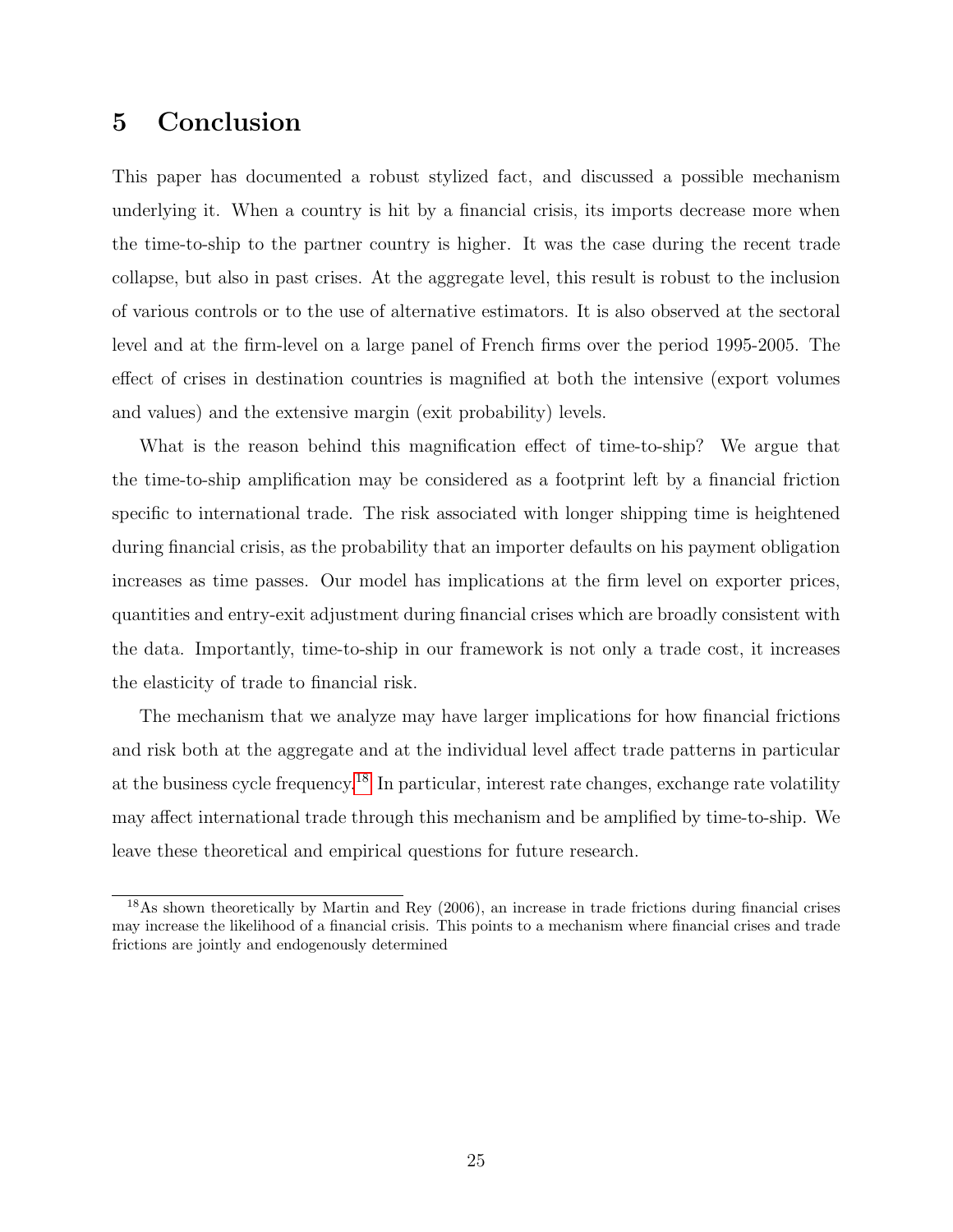# 5 Conclusion

This paper has documented a robust stylized fact, and discussed a possible mechanism underlying it. When a country is hit by a financial crisis, its imports decrease more when the time-to-ship to the partner country is higher. It was the case during the recent trade collapse, but also in past crises. At the aggregate level, this result is robust to the inclusion of various controls or to the use of alternative estimators. It is also observed at the sectoral level and at the firm-level on a large panel of French firms over the period 1995-2005. The effect of crises in destination countries is magnified at both the intensive (export volumes and values) and the extensive margin (exit probability) levels.

What is the reason behind this magnification effect of time-to-ship? We argue that the time-to-ship amplification may be considered as a footprint left by a financial friction specific to international trade. The risk associated with longer shipping time is heightened during financial crisis, as the probability that an importer defaults on his payment obligation increases as time passes. Our model has implications at the firm level on exporter prices, quantities and entry-exit adjustment during financial crises which are broadly consistent with the data. Importantly, time-to-ship in our framework is not only a trade cost, it increases the elasticity of trade to financial risk.

The mechanism that we analyze may have larger implications for how financial frictions and risk both at the aggregate and at the individual level affect trade patterns in particular at the business cycle frequency.[18] In particular, interest rate changes, exchange rate volatility may affect international trade through this mechanism and be amplified by time-to-ship. We leave these theoretical and empirical questions for future research.

[18] As shown theoretically by Martin and Rey (2006), an increase in trade frictions during financial crises may increase the likelihood of a financial crisis. This points to a mechanism where financial crises and trade frictions are jointly and endogenously determined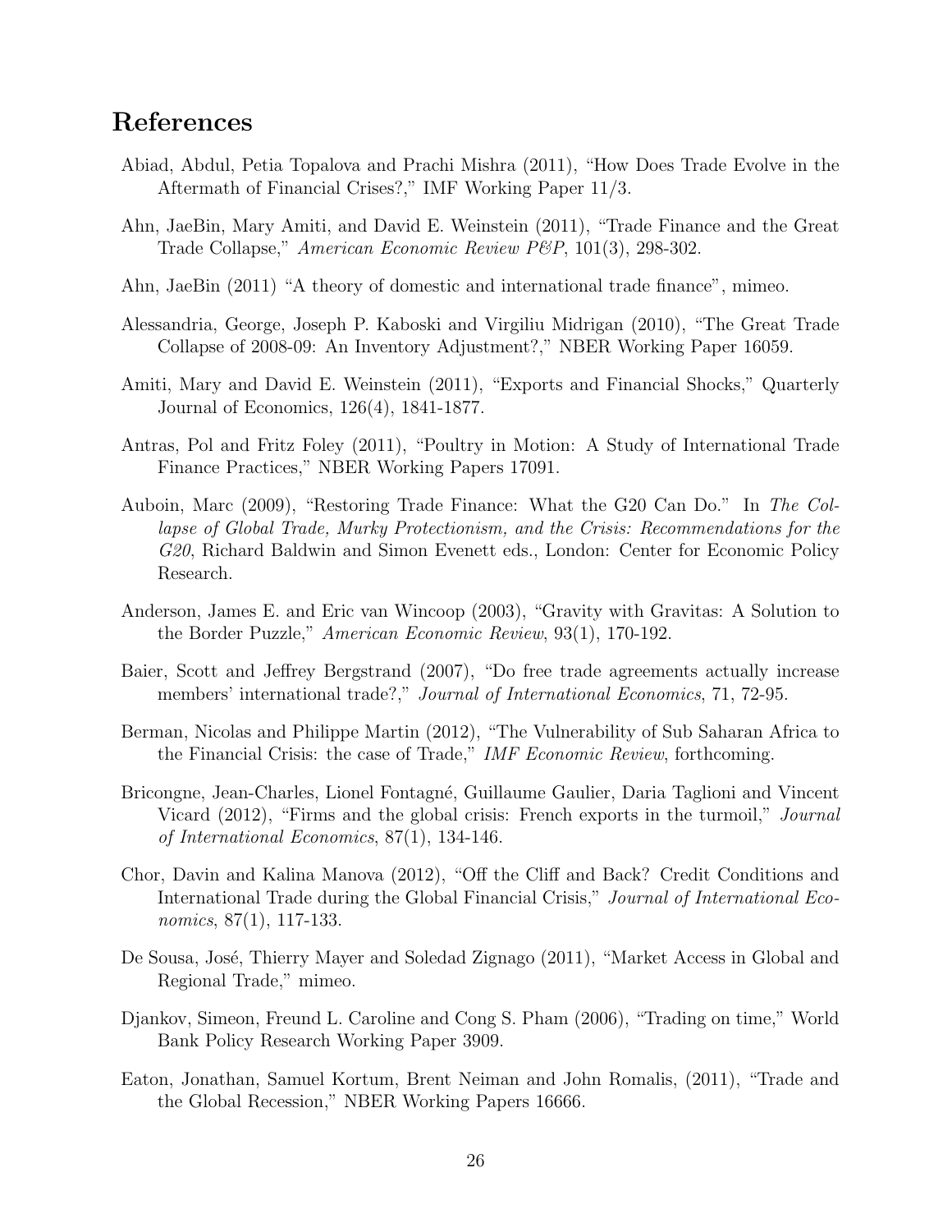## References

Abiad, Abdul, Petia Topalova and Prachi Mishra (2011), "How Does Trade Evolve in the Aftermath of Financial Crises?," IMF Working Paper 11/3.

Ahn, JaeBin, Mary Amiti, and David E. Weinstein (2011), "Trade Finance and the Great Trade Collapse," *American Economic Review P&P*, 101(3), 298-302.

Ahn, JaeBin (2011) "A theory of domestic and international trade finance", mimeo.

Alessandria, George, Joseph P. Kaboski and Virgiliu Midrigan (2010), "The Great Trade Collapse of 2008-09: An Inventory Adjustment?," NBER Working Paper 16059.

Amiti, Mary and David E. Weinstein (2011), "Exports and Financial Shocks," Quarterly Journal of Economics, 126(4), 1841-1877.

Antras, Pol and Fritz Foley (2011), "Poultry in Motion: A Study of International Trade Finance Practices," NBER Working Papers 17091.

Auboin, Marc (2009), "Restoring Trade Finance: What the G20 Can Do." In *The Collapse of Global Trade, Murky Protectionism, and the Crisis: Recommendations for the G20*, Richard Baldwin and Simon Evenett eds., London: Center for Economic Policy Research.

Anderson, James E. and Eric van Wincoop (2003), "Gravity with Gravitas: A Solution to the Border Puzzle," *American Economic Review*, 93(1), 170-192.

Baier, Scott and Jeffrey Bergstrand (2007), "Do free trade agreements actually increase members' international trade?," *Journal of International Economics*, 71, 72-95.

Berman, Nicolas and Philippe Martin (2012), "The Vulnerability of Sub Saharan Africa to the Financial Crisis: the case of Trade," *IMF Economic Review*, forthcoming.

Bricongne, Jean-Charles, Lionel Fontagné, Guillaume Gaulier, Daria Taglioni and Vincent Vicard (2012), "Firms and the global crisis: French exports in the turmoil," *Journal of International Economics*, 87(1), 134-146.

Chor, Davin and Kalina Manova (2012), "Off the Cliff and Back? Credit Conditions and International Trade during the Global Financial Crisis," *Journal of International Economics*, 87(1), 117-133.

De Sousa, José, Thierry Mayer and Soledad Zignago (2011), "Market Access in Global and Regional Trade," mimeo.

Djankov, Simeon, Freund L. Caroline and Cong S. Pham (2006), "Trading on time," World Bank Policy Research Working Paper 3909.

Eaton, Jonathan, Samuel Kortum, Brent Neiman and John Romalis, (2011), "Trade and the Global Recession," NBER Working Papers 16666.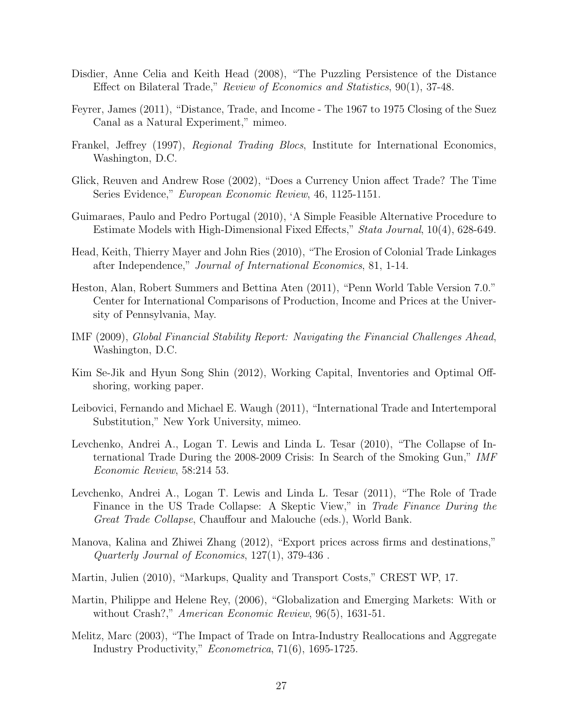Disdier, Anne Celia and Keith Head (2008), "The Puzzling Persistence of the Distance Effect on Bilateral Trade," *Review of Economics and Statistics*, 90(1), 37-48.

Feyrer, James (2011), "Distance, Trade, and Income - The 1967 to 1975 Closing of the Suez Canal as a Natural Experiment," mimeo.

Frankel, Jeffrey (1997), *Regional Trading Blocs*, Institute for International Economics, Washington, D.C.

Glick, Reuven and Andrew Rose (2002), "Does a Currency Union affect Trade? The Time Series Evidence," *European Economic Review*, 46, 1125-1151.

Guimaraes, Paulo and Pedro Portugal (2010), 'A Simple Feasible Alternative Procedure to Estimate Models with High-Dimensional Fixed Effects," *Stata Journal*, 10(4), 628-649.

Head, Keith, Thierry Mayer and John Ries (2010), "The Erosion of Colonial Trade Linkages after Independence," *Journal of International Economics*, 81, 1-14.

Heston, Alan, Robert Summers and Bettina Aten (2011), "Penn World Table Version 7.0." Center for International Comparisons of Production, Income and Prices at the University of Pennsylvania, May.

IMF (2009), *Global Financial Stability Report: Navigating the Financial Challenges Ahead*, Washington, D.C.

Kim Se-Jik and Hyun Song Shin (2012), Working Capital, Inventories and Optimal Offshoring, working paper.

Leibovici, Fernando and Michael E. Waugh (2011), "International Trade and Intertemporal Substitution," New York University, mimeo.

Levchenko, Andrei A., Logan T. Lewis and Linda L. Tesar (2010), "The Collapse of International Trade During the 2008-2009 Crisis: In Search of the Smoking Gun," *IMF Economic Review*, 58:214 53.

Levchenko, Andrei A., Logan T. Lewis and Linda L. Tesar (2011), "The Role of Trade Finance in the US Trade Collapse: A Skeptic View," in *Trade Finance During the Great Trade Collapse*, Chauffour and Malouche (eds.), World Bank.

Manova, Kalina and Zhiwei Zhang (2012), "Export prices across firms and destinations," *Quarterly Journal of Economics*, 127(1), 379-436 .

Martin, Julien (2010), "Markups, Quality and Transport Costs," CREST WP, 17.

Martin, Philippe and Helene Rey, (2006), "Globalization and Emerging Markets: With or without Crash?," *American Economic Review*, 96(5), 1631-51.

Melitz, Marc (2003), "The Impact of Trade on Intra-Industry Reallocations and Aggregate Industry Productivity," *Econometrica*, 71(6), 1695-1725.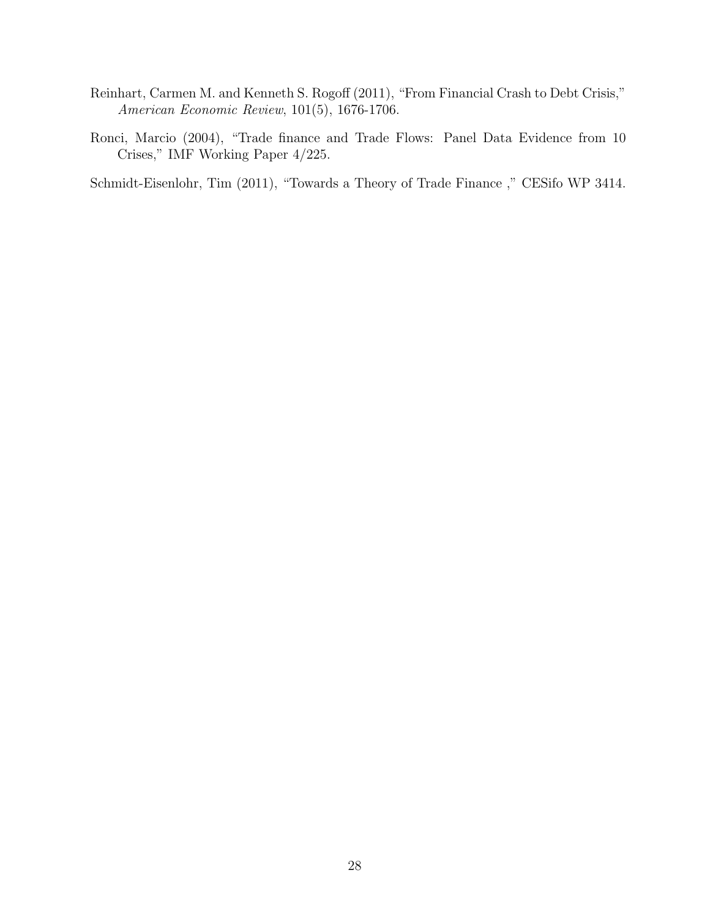Reinhart, Carmen M. and Kenneth S. Rogoff (2011), "From Financial Crash to Debt Crisis," *American Economic Review*, 101(5), 1676-1706.

Ronci, Marcio (2004), "Trade finance and Trade Flows: Panel Data Evidence from 10 Crises," IMF Working Paper 4/225.

Schmidt-Eisenlohr, Tim (2011), "Towards a Theory of Trade Finance ," CESifo WP 3414.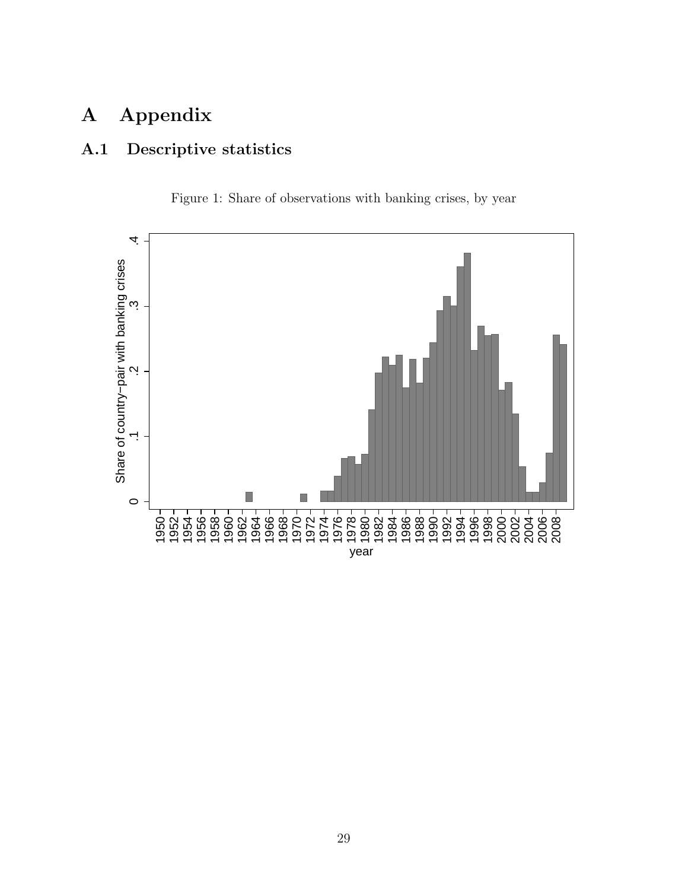# A Appendix

## A.1 Descriptive statistics

Figure 1: Share of observations with banking crises, by year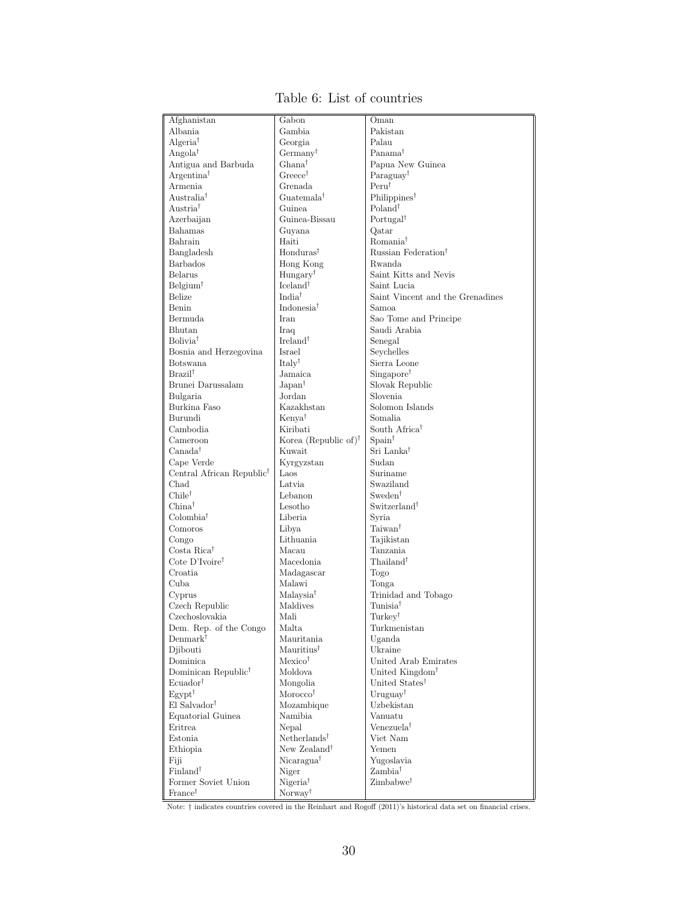Table 6: List of countries

| | | |
|---|---|---|
| Afghanistan | Gabon | Oman |
| Albania | Gambia | Pakistan |
| Algeria† | Georgia | Palau |
| Angola† | Germany† | Panama† |
| Antigua and Barbuda | Ghana† | Papua New Guinea |
| Argentina† | Greece† | Paraguay† |
| Armenia | Grenada | Peru† |
| Australia† | Guatemala† | Philippines† |
| Austria† | Guinea | Poland† |
| Azerbaijan | Guinea-Bissau | Portugal† |
| Bahamas | Guyana | Qatar |
| Bahrain | Haiti | Romania† |
| Bangladesh | Honduras† | Russian Federation† |
| Barbados | Hong Kong | Rwanda |
| Belarus | Hungary† | Saint Kitts and Nevis |
| Belgium† | Iceland† | Saint Lucia |
| Belize | India† | Saint Vincent and the Grenadines |
| Benin | Indonesia† | Samoa |
| Bermuda | Iran | Sao Tome and Principe |
| Bhutan | Iraq | Saudi Arabia |
| Bolivia† | Ireland† | Senegal |
| Bosnia and Herzegovina | Israel | Seychelles |
| Botswana | Italy† | Sierra Leone |
| Brazil† | Jamaica | Singapore† |
| Brunei Darussalam | Japan† | Slovak Republic |
| Bulgaria | Jordan | Slovenia |
| Burkina Faso | Kazakhstan | Solomon Islands |
| Burundi | Kenya† | Somalia |
| Cambodia | Kiribati | South Africa† |
| Cameroon | Korea (Republic of)† | Spain† |
| Canada† | Kuwait | Sri Lanka† |
| Cape Verde | Kyrgyzstan | Sudan |
| Central African Republic† | Laos | Suriname |
| Chad | Latvia | Swaziland |
| Chile† | Lebanon | Sweden† |
| China† | Lesotho | Switzerland† |
| Colombia† | Liberia | Syria |
| Comoros | Libya | Taiwan† |
| Congo | Lithuania | Tajikistan |
| Costa Rica† | Macau | Tanzania |
| Cote D'Ivoire† | Macedonia | Thailand† |
| Croatia | Madagascar | Togo |
| Cuba | Malawi | Tonga |
| Cyprus | Malaysia† | Trinidad and Tobago |
| Czech Republic | Maldives | Tunisia† |
| Czechoslovakia | Mali | Turkey† |
| Dem. Rep. of the Congo | Malta | Turkmenistan |
| Denmark† | Mauritania | Uganda |
| Djibouti | Mauritius† | Ukraine |
| Dominica | Mexico† | United Arab Emirates |
| Dominican Republic† | Moldova | United Kingdom† |
| Ecuador† | Mongolia | United States† |
| Egypt† | Morocco† | Uruguay† |
| El Salvador† | Mozambique | Uzbekistan |
| Equatorial Guinea | Namibia | Vanuatu |
| Eritrea | Nepal | Venezuela† |
| Estonia | Netherlands† | Viet Nam |
| Ethiopia | New Zealand† | Yemen |
| Fiji | Nicaragua† | Yugoslavia |
| Finland† | Niger | Zambia† |
| Former Soviet Union | Nigeria† | Zimbabwe† |
| France† | Norway† | |

Note: † indicates countries covered in the Reinhart and Rogoff (2011)'s historical data set on financial crises.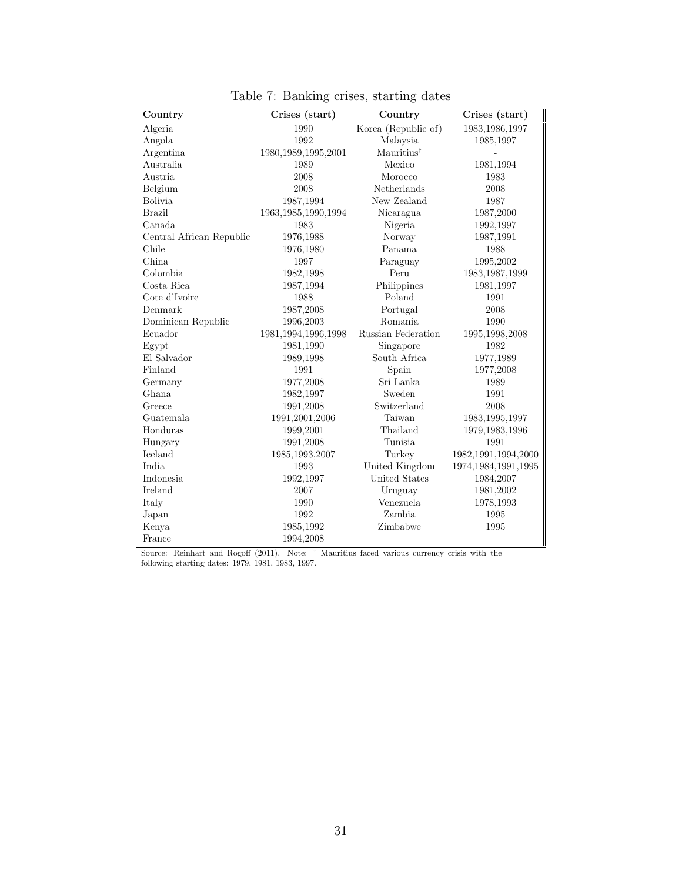Table 7: Banking crises, starting dates

| Country | Crises (start) | Country | Crises (start) |
|---|---|---|---|
| Algeria | 1990 | Korea (Republic of) | 1983,1986,1997 |
| Angola | 1992 | Malaysia | 1985,1997 |
| Argentina | 1980,1989,1995,2001 | Mauritius† | - |
| Australia | 1989 | Mexico | 1981,1994 |
| Austria | 2008 | Morocco | 1983 |
| Belgium | 2008 | Netherlands | 2008 |
| Bolivia | 1987,1994 | New Zealand | 1987 |
| Brazil | 1963,1985,1990,1994 | Nicaragua | 1987,2000 |
| Canada | 1983 | Nigeria | 1992,1997 |
| Central African Republic | 1976,1988 | Norway | 1987,1991 |
| Chile | 1976,1980 | Panama | 1988 |
| China | 1997 | Paraguay | 1995,2002 |
| Colombia | 1982,1998 | Peru | 1983,1987,1999 |
| Costa Rica | 1987,1994 | Philippines | 1981,1997 |
| Cote d'Ivoire | 1988 | Poland | 1991 |
| Denmark | 1987,2008 | Portugal | 2008 |
| Dominican Republic | 1996,2003 | Romania | 1990 |
| Ecuador | 1981,1994,1996,1998 | Russian Federation | 1995,1998,2008 |
| Egypt | 1981,1990 | Singapore | 1982 |
| El Salvador | 1989,1998 | South Africa | 1977,1989 |
| Finland | 1991 | Spain | 1977,2008 |
| Germany | 1977,2008 | Sri Lanka | 1989 |
| Ghana | 1982,1997 | Sweden | 1991 |
| Greece | 1991,2008 | Switzerland | 2008 |
| Guatemala | 1991,2001,2006 | Taiwan | 1983,1995,1997 |
| Honduras | 1999,2001 | Thailand | 1979,1983,1996 |
| Hungary | 1991,2008 | Tunisia | 1991 |
| Iceland | 1985,1993,2007 | Turkey | 1982,1991,1994,2000 |
| India | 1993 | United Kingdom | 1974,1984,1991,1995 |
| Indonesia | 1992,1997 | United States | 1984,2007 |
| Ireland | 2007 | Uruguay | 1981,2002 |
| Italy | 1990 | Venezuela | 1978,1993 |
| Japan | 1992 | Zambia | 1995 |
| Kenya | 1985,1992 | Zimbabwe | 1995 |
| France | 1994,2008 | | |

Source: Reinhart and Rogoff (2011). Note: † Mauritius faced various currency crisis with the following starting dates: 1979, 1981, 1983, 1997.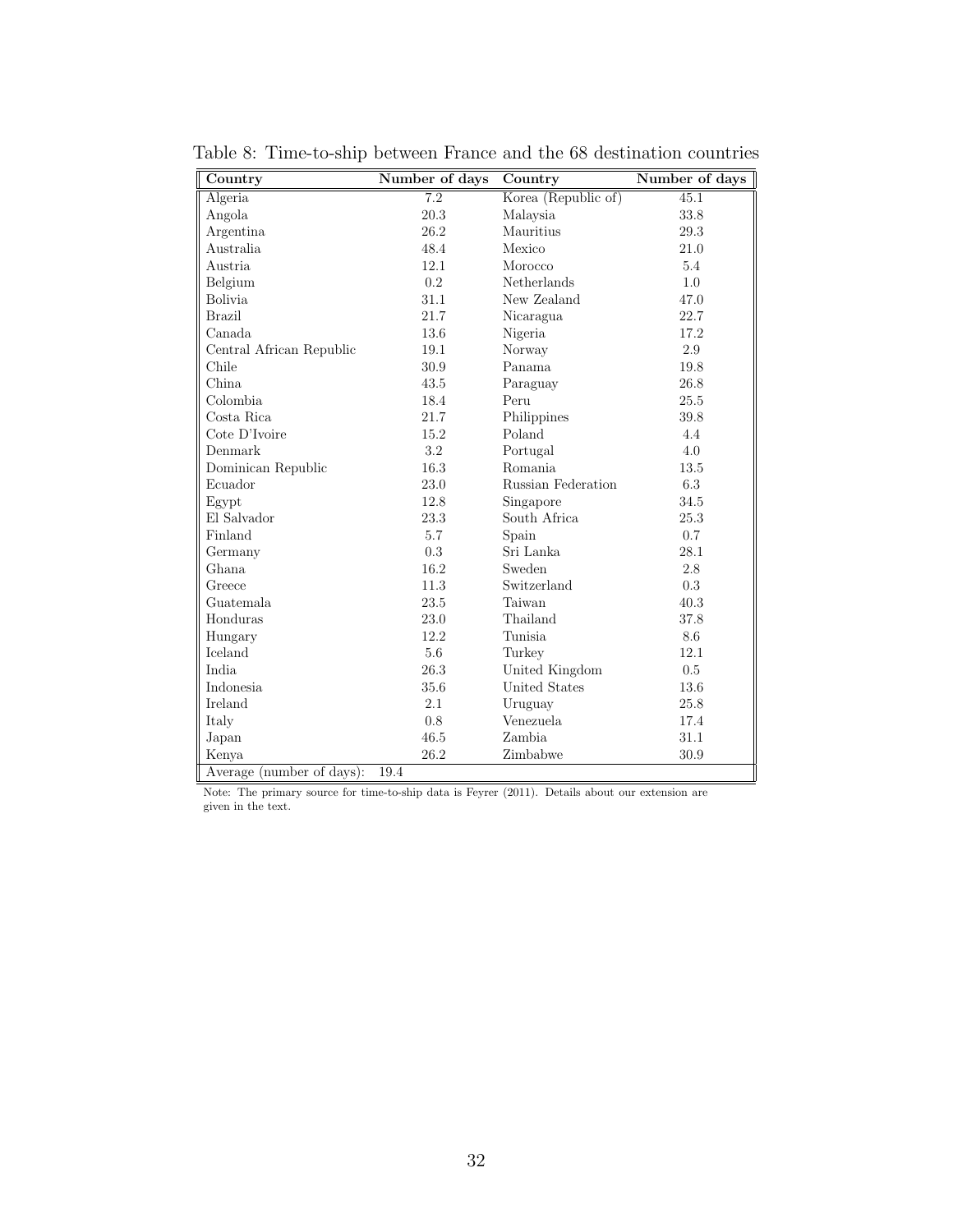Table 8: Time-to-ship between France and the 68 destination countries

| Country | Number of days | Country | Number of days |
|---|---|---|---|
| Algeria | 7.2 | Korea (Republic of) | 45.1 |
| Angola | 20.3 | Malaysia | 33.8 |
| Argentina | 26.2 | Mauritius | 29.3 |
| Australia | 48.4 | Mexico | 21.0 |
| Austria | 12.1 | Morocco | 5.4 |
| Belgium | 0.2 | Netherlands | 1.0 |
| Bolivia | 31.1 | New Zealand | 47.0 |
| Brazil | 21.7 | Nicaragua | 22.7 |
| Canada | 13.6 | Nigeria | 17.2 |
| Central African Republic | 19.1 | Norway | 2.9 |
| Chile | 30.9 | Panama | 19.8 |
| China | 43.5 | Paraguay | 26.8 |
| Colombia | 18.4 | Peru | 25.5 |
| Costa Rica | 21.7 | Philippines | 39.8 |
| Cote D'Ivoire | 15.2 | Poland | 4.4 |
| Denmark | 3.2 | Portugal | 4.0 |
| Dominican Republic | 16.3 | Romania | 13.5 |
| Ecuador | 23.0 | Russian Federation | 6.3 |
| Egypt | 12.8 | Singapore | 34.5 |
| El Salvador | 23.3 | South Africa | 25.3 |
| Finland | 5.7 | Spain | 0.7 |
| Germany | 0.3 | Sri Lanka | 28.1 |
| Ghana | 16.2 | Sweden | 2.8 |
| Greece | 11.3 | Switzerland | 0.3 |
| Guatemala | 23.5 | Taiwan | 40.3 |
| Honduras | 23.0 | Thailand | 37.8 |
| Hungary | 12.2 | Tunisia | 8.6 |
| Iceland | 5.6 | Turkey | 12.1 |
| India | 26.3 | United Kingdom | 0.5 |
| Indonesia | 35.6 | United States | 13.6 |
| Ireland | 2.1 | Uruguay | 25.8 |
| Italy | 0.8 | Venezuela | 17.4 |
| Japan | 46.5 | Zambia | 31.1 |
| Kenya | 26.2 | Zimbabwe | 30.9 |
| Average (number of days): | 19.4 | | |

Note: The primary source for time-to-ship data is Feyrer (2011). Details about our extension are given in the text.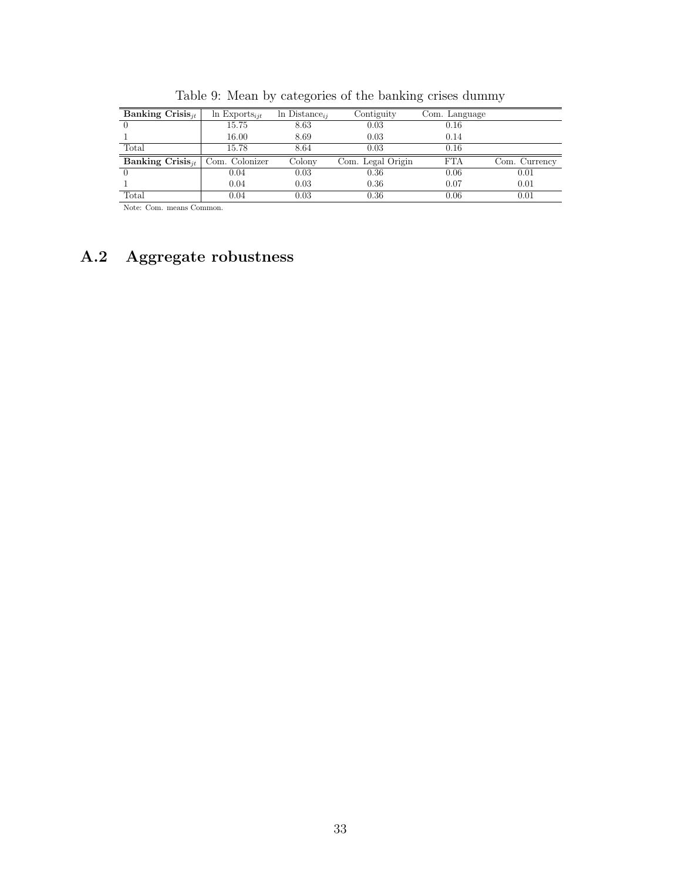Table 9: Mean by categories of the banking crises dummy

| **Banking Crisis**$_{jt}$ | ln Exports$_{ijt}$ | ln Distance$_{ij}$ | Contiguity | Com. Language | |
|---|---|---|---|---|---|
| 0 | 15.75 | 8.63 | 0.03 | 0.16 | |
| 1 | 16.00 | 8.69 | 0.03 | 0.14 | |
| Total | 15.78 | 8.64 | 0.03 | 0.16 | |
| **Banking Crisis**$_{jt}$ | Com. Colonizer | Colony | Com. Legal Origin | FTA | Com. Currency |
| 0 | 0.04 | 0.03 | 0.36 | 0.06 | 0.01 |
| 1 | 0.04 | 0.03 | 0.36 | 0.07 | 0.01 |
| Total | 0.04 | 0.03 | 0.36 | 0.06 | 0.01 |

Note: Com. means Common.

## A.2 Aggregate robustness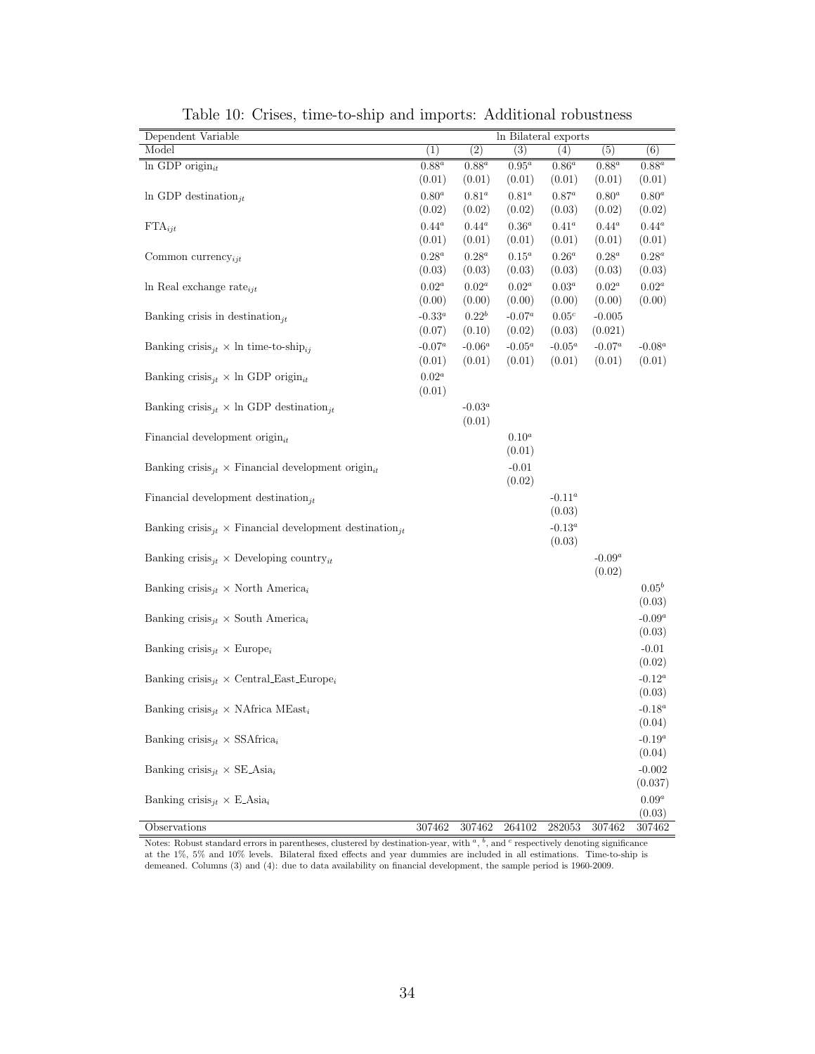Table 10: Crises, time-to-ship and imports: Additional robustness

| Dependent Variable | ln Bilateral exports | | | | | |
|---|---|---|---|---|---|---|
| Model | (1) | (2) | (3) | (4) | (5) | (6) |
| ln GDP origin$_{it}$ | 0.88$^a$ | 0.88$^a$ | 0.95$^a$ | 0.86$^a$ | 0.88$^a$ | 0.88$^a$ |
| | (0.01) | (0.01) | (0.01) | (0.01) | (0.01) | (0.01) |
| ln GDP destination$_{jt}$ | 0.80$^a$ | 0.81$^a$ | 0.81$^a$ | 0.87$^a$ | 0.80$^a$ | 0.80$^a$ |
| | (0.02) | (0.02) | (0.02) | (0.03) | (0.02) | (0.02) |
| FTA$_{ijt}$ | 0.44$^a$ | 0.44$^a$ | 0.36$^a$ | 0.41$^a$ | 0.44$^a$ | 0.44$^a$ |
| | (0.01) | (0.01) | (0.01) | (0.01) | (0.01) | (0.01) |
| Common currency$_{ijt}$ | 0.28$^a$ | 0.28$^a$ | 0.15$^a$ | 0.26$^a$ | 0.28$^a$ | 0.28$^a$ |
| | (0.03) | (0.03) | (0.03) | (0.03) | (0.03) | (0.03) |
| ln Real exchange rate$_{ijt}$ | 0.02$^a$ | 0.02$^a$ | 0.02$^a$ | 0.03$^a$ | 0.02$^a$ | 0.02$^a$ |
| | (0.00) | (0.00) | (0.00) | (0.00) | (0.00) | (0.00) |
| Banking crisis in destination$_{jt}$ | -0.33$^a$ | 0.22$^b$ | -0.07$^a$ | 0.05$^c$ | -0.005 | |
| | (0.07) | (0.10) | (0.02) | (0.03) | (0.021) | |
| Banking crisis$_{jt}$ × ln time-to-ship$_{ij}$ | -0.07$^a$ | -0.06$^a$ | -0.05$^a$ | -0.05$^a$ | -0.07$^a$ | -0.08$^a$ |
| | (0.01) | (0.01) | (0.01) | (0.01) | (0.01) | (0.01) |
| Banking crisis$_{jt}$ × ln GDP origin$_{it}$ | 0.02$^a$ | | | | | |
| | (0.01) | | | | | |
| Banking crisis$_{jt}$ × ln GDP destination$_{jt}$ | | -0.03$^a$ | | | | |
| | | (0.01) | | | | |
| Financial development origin$_{it}$ | | | 0.10$^a$ | | | |
| | | | (0.01) | | | |
| Banking crisis$_{jt}$ × Financial development origin$_{it}$ | | | -0.01 | | | |
| | | | (0.02) | | | |
| Financial development destination$_{jt}$ | | | | -0.11$^a$ | | |
| | | | | (0.03) | | |
| Banking crisis$_{jt}$ × Financial development destination$_{jt}$ | | | | -0.13$^a$ | | |
| | | | | (0.03) | | |
| Banking crisis$_{jt}$ × Developing country$_{it}$ | | | | | -0.09$^a$ | |
| | | | | | (0.02) | |
| Banking crisis$_{jt}$ × North America$_i$ | | | | | | 0.05$^b$ |
| | | | | | | (0.03) |
| Banking crisis$_{jt}$ × South America$_i$ | | | | | | -0.09$^a$ |
| | | | | | | (0.03) |
| Banking crisis$_{jt}$ × Europe$_i$ | | | | | | -0.01 |
| | | | | | | (0.02) |
| Banking crisis$_{jt}$ × Central_East_Europe$_i$ | | | | | | -0.12$^a$ |
| | | | | | | (0.03) |
| Banking crisis$_{jt}$ × NAfrica MEast$_i$ | | | | | | -0.18$^a$ |
| | | | | | | (0.04) |
| Banking crisis$_{jt}$ × SSAfrica$_i$ | | | | | | -0.19$^a$ |
| | | | | | | (0.04) |
| Banking crisis$_{jt}$ × SE_Asia$_i$ | | | | | | -0.002 |
| | | | | | | (0.037) |
| Banking crisis$_{jt}$ × E_Asia$_i$ | | | | | | 0.09$^a$ |
| | | | | | | (0.03) |
| Observations | 307462 | 307462 | 264102 | 282053 | 307462 | 307462 |

Notes: Robust standard errors in parentheses, clustered by destination-year, with [a], [b], and [c] respectively denoting significance at the 1%, 5% and 10% levels. Bilateral fixed effects and year dummies are included in all estimations. Time-to-ship is demeaned. Columns (3) and (4): due to data availability on financial development, the sample period is 1960-2009.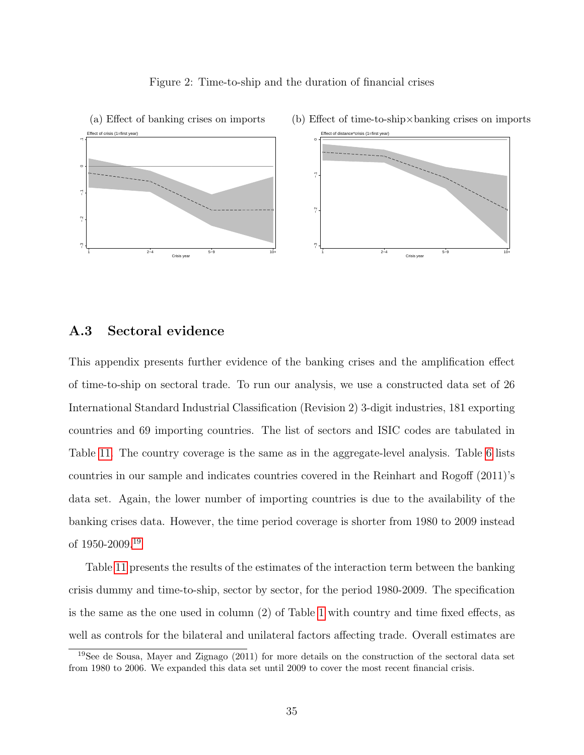Figure 2: Time-to-ship and the duration of financial crises

(a) Effect of banking crises on imports

(b) Effect of time-to-ship×banking crises on imports

## A.3 Sectoral evidence

This appendix presents further evidence of the banking crises and the amplification effect of time-to-ship on sectoral trade. To run our analysis, we use a constructed data set of 26 International Standard Industrial Classification (Revision 2) 3-digit industries, 181 exporting countries and 69 importing countries. The list of sectors and ISIC codes are tabulated in Table 11. The country coverage is the same as in the aggregate-level analysis. Table 6 lists countries in our sample and indicates countries covered in the Reinhart and Rogoff (2011)'s data set. Again, the lower number of importing countries is due to the availability of the banking crises data. However, the time period coverage is shorter from 1980 to 2009 instead of 1950-2009.[19]

Table 11 presents the results of the estimates of the interaction term between the banking crisis dummy and time-to-ship, sector by sector, for the period 1980-2009. The specification is the same as the one used in column (2) of Table 1 with country and time fixed effects, as well as controls for the bilateral and unilateral factors affecting trade. Overall estimates are

[19] See de Sousa, Mayer and Zignago (2011) for more details on the construction of the sectoral data set from 1980 to 2006. We expanded this data set until 2009 to cover the most recent financial crisis.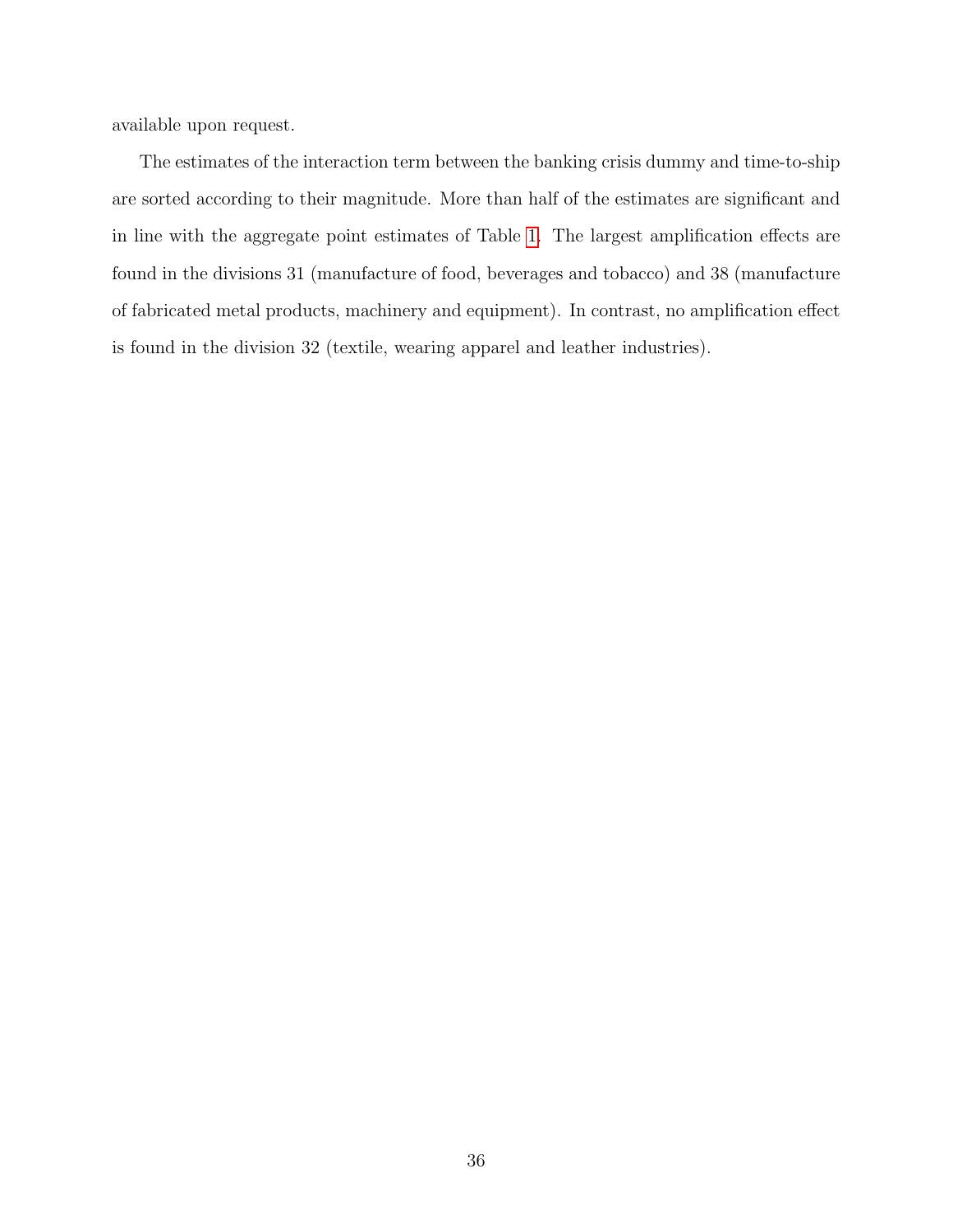available upon request.

The estimates of the interaction term between the banking crisis dummy and time-to-ship are sorted according to their magnitude. More than half of the estimates are significant and in line with the aggregate point estimates of Table 1. The largest amplification effects are found in the divisions 31 (manufacture of food, beverages and tobacco) and 38 (manufacture of fabricated metal products, machinery and equipment). In contrast, no amplification effect is found in the division 32 (textile, wearing apparel and leather industries).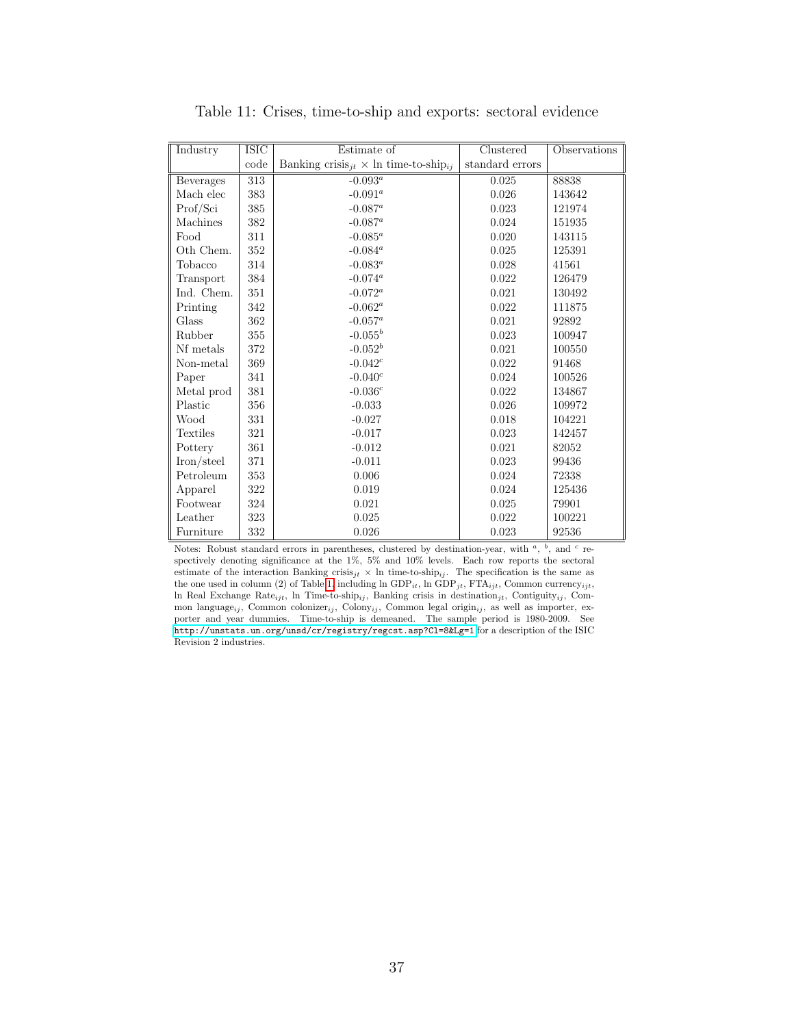Table 11: Crises, time-to-ship and exports: sectoral evidence

| Industry | ISIC code | Estimate of Banking crisis$_{jt}$ × ln time-to-ship$_{ij}$ | Clustered standard errors | Observations |
|---|---|---|---|---|
| Beverages | 313 | $-0.093^{a}$ | 0.025 | 88838 |
| Mach elec | 383 | $-0.091^{a}$ | 0.026 | 143642 |
| Prof/Sci | 385 | $-0.087^{a}$ | 0.023 | 121974 |
| Machines | 382 | $-0.087^{a}$ | 0.024 | 151935 |
| Food | 311 | $-0.085^{a}$ | 0.020 | 143115 |
| Oth Chem. | 352 | $-0.084^{a}$ | 0.025 | 125391 |
| Tobacco | 314 | $-0.083^{a}$ | 0.028 | 41561 |
| Transport | 384 | $-0.074^{a}$ | 0.022 | 126479 |
| Ind. Chem. | 351 | $-0.072^{a}$ | 0.021 | 130492 |
| Printing | 342 | $-0.062^{a}$ | 0.022 | 111875 |
| Glass | 362 | $-0.057^{a}$ | 0.021 | 92892 |
| Rubber | 355 | $-0.055^{b}$ | 0.023 | 100947 |
| Nf metals | 372 | $-0.052^{b}$ | 0.021 | 100550 |
| Non-metal | 369 | $-0.042^{c}$ | 0.022 | 91468 |
| Paper | 341 | $-0.040^{c}$ | 0.024 | 100526 |
| Metal prod | 381 | $-0.036^{c}$ | 0.022 | 134867 |
| Plastic | 356 | -0.033 | 0.026 | 109972 |
| Wood | 331 | -0.027 | 0.018 | 104221 |
| Textiles | 321 | -0.017 | 0.023 | 142457 |
| Pottery | 361 | -0.012 | 0.021 | 82052 |
| Iron/steel | 371 | -0.011 | 0.023 | 99436 |
| Petroleum | 353 | 0.006 | 0.024 | 72338 |
| Apparel | 322 | 0.019 | 0.024 | 125436 |
| Footwear | 324 | 0.021 | 0.025 | 79901 |
| Leather | 323 | 0.025 | 0.022 | 100221 |
| Furniture | 332 | 0.026 | 0.023 | 92536 |

Notes: Robust standard errors in parentheses, clustered by destination-year, with $^{a}$, $^{b}$, and $^{c}$ respectively denoting significance at the 1%, 5% and 10% levels. Each row reports the sectoral estimate of the interaction Banking crisis$_{jt}$ × ln time-to-ship$_{ij}$. The specification is the same as the one used in column (2) of Table 1, including ln GDP$_{it}$, ln GDP$_{jt}$, FTA$_{ijt}$, Common currency$_{ijt}$, ln Real Exchange Rate$_{ijt}$, ln Time-to-ship$_{ij}$, Banking crisis in destination$_{jt}$, Contiguity$_{ij}$, Common language$_{ij}$, Common colonizer$_{ij}$, Colony$_{ij}$, Common legal origin$_{ij}$, as well as importer, exporter and year dummies. Time-to-ship is demeaned. The sample period is 1980-2009. See http://unstats.un.org/unsd/cr/registry/regcst.asp?Cl=8&Lg=1 for a description of the ISIC Revision 2 industries.